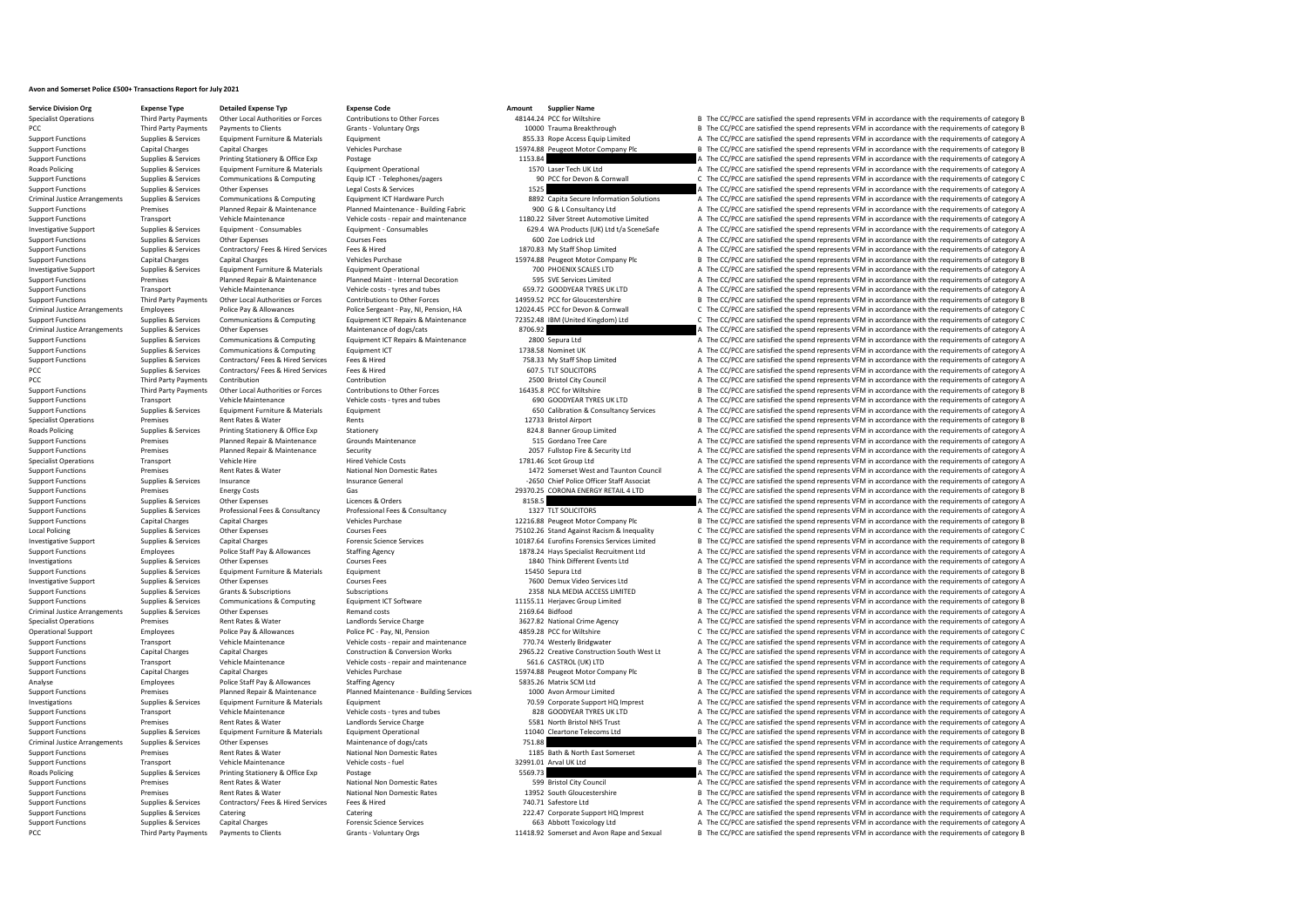# Avon and Somerset Police £500+ Transactions Report for July 2021

| Service Division Org | Expense Type | Detailed Expense Typ | Expense Code | Amount | Supplier Name | | |
|---|---|---|---|---|---|---|---|
| Specialist Operations | Third Party Payments | Other Local Authorities or Forces | Contributions to Other Forces | 48144.24 | PCC for Wiltshire | B | The CC/PCC are satisfied the spend represents VFM in accordance with the requirements of category B |
| PCC | Third Party Payments | Payments to Clients | Grants - Voluntary Orgs | 10000 | Trauma Breakthrough | B | The CC/PCC are satisfied the spend represents VFM in accordance with the requirements of category B |
| Support Functions | Supplies & Services | Equipment Furniture & Materials | Equipment | 855.33 | Rope Access Equip Limited | A | The CC/PCC are satisfied the spend represents VFM in accordance with the requirements of category A |
| Support Functions | Capital Charges | Capital Charges | Vehicles Purchase | 15974.88 | Peugeot Motor Company Plc | B | The CC/PCC are satisfied the spend represents VFM in accordance with the requirements of category B |
| Support Functions | Supplies & Services | Printing Stationery & Office Exp | Postage | 1153.84 | | A | The CC/PCC are satisfied the spend represents VFM in accordance with the requirements of category A |
| Roads Policing | Supplies & Services | Equipment Furniture & Materials | Equipment Operational | 1570 | Laser Tech UK Ltd | A | The CC/PCC are satisfied the spend represents VFM in accordance with the requirements of category A |
| Support Functions | Supplies & Services | Communications & Computing | Equip ICT - Telephones/pagers | 90 | PCC for Devon & Cornwall | C | The CC/PCC are satisfied the spend represents VFM in accordance with the requirements of category C |
| Support Functions | Supplies & Services | Other Expenses | Legal Costs & Services | 1525 | | A | The CC/PCC are satisfied the spend represents VFM in accordance with the requirements of category A |
| Criminal Justice Arrangements | Supplies & Services | Communications & Computing | Equipment ICT Hardware Purch | 8892 | Capita Secure Information Solutions | A | The CC/PCC are satisfied the spend represents VFM in accordance with the requirements of category A |
| Support Functions | Premises | Planned Repair & Maintenance | Planned Maintenance - Building Fabric | 900 | G & L Consultancy Ltd | A | The CC/PCC are satisfied the spend represents VFM in accordance with the requirements of category A |
| Support Functions | Transport | Vehicle Maintenance | Vehicle costs - repair and maintenance | 1180.22 | Silver Street Automotive Limited | A | The CC/PCC are satisfied the spend represents VFM in accordance with the requirements of category A |
| Investigative Support | Supplies & Services | Equipment - Consumables | Equipment - Consumables | 629.4 | WA Products (UK) Ltd t/a SceneSafe | A | The CC/PCC are satisfied the spend represents VFM in accordance with the requirements of category A |
| Support Functions | Supplies & Services | Other Expenses | Courses Fees | 600 | Zoe Lodrick Ltd | A | The CC/PCC are satisfied the spend represents VFM in accordance with the requirements of category A |
| Support Functions | Supplies & Services | Contractors/ Fees & Hired Services | Fees & Hired | 1870.83 | My Staff Shop Limited | A | The CC/PCC are satisfied the spend represents VFM in accordance with the requirements of category A |
| Support Functions | Capital Charges | Capital Charges | Vehicles Purchase | 15974.88 | Peugeot Motor Company Plc | B | The CC/PCC are satisfied the spend represents VFM in accordance with the requirements of category B |
| Investigative Support | Supplies & Services | Equipment Furniture & Materials | Equipment Operational | 700 | PHOENIX SCALES LTD | A | The CC/PCC are satisfied the spend represents VFM in accordance with the requirements of category A |
| Support Functions | Premises | Planned Repair & Maintenance | Planned Maint - Internal Decoration | 595 | SVE Services Limited | A | The CC/PCC are satisfied the spend represents VFM in accordance with the requirements of category A |
| Support Functions | Transport | Vehicle Maintenance | Vehicle costs - tyres and tubes | 659.72 | GOODYEAR TYRES UK LTD | A | The CC/PCC are satisfied the spend represents VFM in accordance with the requirements of category A |
| Support Functions | Third Party Payments | Other Local Authorities or Forces | Contributions to Other Forces | 14959.52 | PCC for Gloucestershire | B | The CC/PCC are satisfied the spend represents VFM in accordance with the requirements of category B |
| Criminal Justice Arrangements | Employees | Police Pay & Allowances | Police Sergeant - Pay, NI, Pension, HA | 12024.45 | PCC for Devon & Cornwall | C | The CC/PCC are satisfied the spend represents VFM in accordance with the requirements of category C |
| Support Functions | Supplies & Services | Communications & Computing | Equipment ICT Repairs & Maintenance | 72352.48 | IBM (United Kingdom) Ltd | C | The CC/PCC are satisfied the spend represents VFM in accordance with the requirements of category C |
| Criminal Justice Arrangements | Supplies & Services | Other Expenses | Maintenance of dogs/cats | 8706.92 | | A | The CC/PCC are satisfied the spend represents VFM in accordance with the requirements of category A |
| Support Functions | Supplies & Services | Communications & Computing | Equipment ICT Repairs & Maintenance | 2800 | Sepura Ltd | A | The CC/PCC are satisfied the spend represents VFM in accordance with the requirements of category A |
| Support Functions | Supplies & Services | Communications & Computing | Equipment ICT | 1738.58 | Nominet UK | A | The CC/PCC are satisfied the spend represents VFM in accordance with the requirements of category A |
| Support Functions | Supplies & Services | Contractors/ Fees & Hired Services | Fees & Hired | 758.33 | My Staff Shop Limited | A | The CC/PCC are satisfied the spend represents VFM in accordance with the requirements of category A |
| PCC | Supplies & Services | Contractors/ Fees & Hired Services | Fees & Hired | 607.5 | TLT SOLICITORS | A | The CC/PCC are satisfied the spend represents VFM in accordance with the requirements of category A |
| PCC | Third Party Payments | Contribution | Contribution | 2500 | Bristol City Council | A | The CC/PCC are satisfied the spend represents VFM in accordance with the requirements of category A |
| Support Functions | Third Party Payments | Other Local Authorities or Forces | Contributions to Other Forces | 16435.8 | PCC for Wiltshire | B | The CC/PCC are satisfied the spend represents VFM in accordance with the requirements of category B |
| Support Functions | Transport | Vehicle Maintenance | Vehicle costs - tyres and tubes | 690 | GOODYEAR TYRES UK LTD | A | The CC/PCC are satisfied the spend represents VFM in accordance with the requirements of category A |
| Support Functions | Supplies & Services | Equipment Furniture & Materials | Equipment | 650 | Calibration & Consultancy Services | A | The CC/PCC are satisfied the spend represents VFM in accordance with the requirements of category A |
| Specialist Operations | Premises | Rent Rates & Water | Rents | 12733 | Bristol Airport | B | The CC/PCC are satisfied the spend represents VFM in accordance with the requirements of category B |
| Roads Policing | Supplies & Services | Printing Stationery & Office Exp | Stationery | 824.8 | Banner Group Limited | A | The CC/PCC are satisfied the spend represents VFM in accordance with the requirements of category A |
| Support Functions | Premises | Planned Repair & Maintenance | Grounds Maintenance | 515 | Gordano Tree Care | A | The CC/PCC are satisfied the spend represents VFM in accordance with the requirements of category A |
| Support Functions | Premises | Planned Repair & Maintenance | Security | 2057 | Fullstop Fire & Security Ltd | A | The CC/PCC are satisfied the spend represents VFM in accordance with the requirements of category A |
| Specialist Operations | Transport | Vehicle Hire | Hired Vehicle Costs | 1781.46 | Scot Group Ltd | A | The CC/PCC are satisfied the spend represents VFM in accordance with the requirements of category A |
| Support Functions | Premises | Rent Rates & Water | National Non Domestic Rates | 1472 | Somerset West and Taunton Council | A | The CC/PCC are satisfied the spend represents VFM in accordance with the requirements of category A |
| Support Functions | Supplies & Services | Insurance | Insurance General | -2650 | Chief Police Officer Staff Associat | A | The CC/PCC are satisfied the spend represents VFM in accordance with the requirements of category A |
| Support Functions | Premises | Energy Costs | Gas | 29370.25 | CORONA ENERGY RETAIL 4 LTD | B | The CC/PCC are satisfied the spend represents VFM in accordance with the requirements of category B |
| Support Functions | Supplies & Services | Other Expenses | Licences & Orders | 8158.5 | | A | The CC/PCC are satisfied the spend represents VFM in accordance with the requirements of category A |
| Support Functions | Supplies & Services | Professional Fees & Consultancy | Professional Fees & Consultancy | 1327 | TLT SOLICITORS | A | The CC/PCC are satisfied the spend represents VFM in accordance with the requirements of category A |
| Support Functions | Capital Charges | Capital Charges | Vehicles Purchase | 12216.88 | Peugeot Motor Company Plc | B | The CC/PCC are satisfied the spend represents VFM in accordance with the requirements of category B |
| Local Policing | Supplies & Services | Other Expenses | Courses Fees | 75102.26 | Stand Against Racism & Inequality | C | The CC/PCC are satisfied the spend represents VFM in accordance with the requirements of category C |
| Investigative Support | Supplies & Services | Capital Charges | Forensic Science Services | 10187.64 | Eurofins Forensics Services Limited | B | The CC/PCC are satisfied the spend represents VFM in accordance with the requirements of category B |
| Support Functions | Employees | Police Staff Pay & Allowances | Staffing Agency | 1878.24 | Hays Specialist Recruitment Ltd | A | The CC/PCC are satisfied the spend represents VFM in accordance with the requirements of category A |
| Investigations | Supplies & Services | Other Expenses | Courses Fees | 1840 | Think Different Events Ltd | A | The CC/PCC are satisfied the spend represents VFM in accordance with the requirements of category A |
| Support Functions | Supplies & Services | Equipment Furniture & Materials | Equipment | 15450 | Sepura Ltd | B | The CC/PCC are satisfied the spend represents VFM in accordance with the requirements of category B |
| Investigative Support | Supplies & Services | Other Expenses | Courses Fees | 7600 | Demux Video Services Ltd | A | The CC/PCC are satisfied the spend represents VFM in accordance with the requirements of category A |
| Support Functions | Supplies & Services | Grants & Subscriptions | Subscriptions | 2358 | NLA MEDIA ACCESS LIMITED | A | The CC/PCC are satisfied the spend represents VFM in accordance with the requirements of category A |
| Support Functions | Supplies & Services | Communications & Computing | Equipment ICT Software | 11155.11 | Herjavec Group Limited | B | The CC/PCC are satisfied the spend represents VFM in accordance with the requirements of category B |
| Criminal Justice Arrangements | Supplies & Services | Other Expenses | Remand costs | 2169.64 | Bidfood | A | The CC/PCC are satisfied the spend represents VFM in accordance with the requirements of category A |
| Specialist Operations | Premises | Rent Rates & Water | Landlords Service Charge | 3627.82 | National Crime Agency | A | The CC/PCC are satisfied the spend represents VFM in accordance with the requirements of category A |
| Operational Support | Employees | Police Pay & Allowances | Police PC - Pay, NI, Pension | 4859.28 | PCC for Wiltshire | C | The CC/PCC are satisfied the spend represents VFM in accordance with the requirements of category C |
| Support Functions | Transport | Vehicle Maintenance | Vehicle costs - repair and maintenance | 770.74 | Westerly Bridgwater | A | The CC/PCC are satisfied the spend represents VFM in accordance with the requirements of category A |
| Support Functions | Capital Charges | Capital Charges | Construction & Conversion Works | 2965.22 | Creative Construction South West Lt | A | The CC/PCC are satisfied the spend represents VFM in accordance with the requirements of category A |
| Support Functions | Transport | Vehicle Maintenance | Vehicle costs - repair and maintenance | 561.6 | CASTROL (UK) LTD | A | The CC/PCC are satisfied the spend represents VFM in accordance with the requirements of category A |
| Support Functions | Capital Charges | Capital Charges | Vehicles Purchase | 15974.88 | Peugeot Motor Company Plc | B | The CC/PCC are satisfied the spend represents VFM in accordance with the requirements of category B |
| Analyse | Employees | Police Staff Pay & Allowances | Staffing Agency | 5835.26 | Matrix SCM Ltd | A | The CC/PCC are satisfied the spend represents VFM in accordance with the requirements of category A |
| Support Functions | Premises | Planned Repair & Maintenance | Planned Maintenance - Building Services | 1000 | Avon Armour Limited | A | The CC/PCC are satisfied the spend represents VFM in accordance with the requirements of category A |
| Investigations | Supplies & Services | Equipment Furniture & Materials | Equipment | 70.59 | Corporate Support HQ Imprest | A | The CC/PCC are satisfied the spend represents VFM in accordance with the requirements of category A |
| Support Functions | Transport | Vehicle Maintenance | Vehicle costs - tyres and tubes | 828 | GOODYEAR TYRES UK LTD | A | The CC/PCC are satisfied the spend represents VFM in accordance with the requirements of category A |
| Support Functions | Premises | Rent Rates & Water | Landlords Service Charge | 5581 | North Bristol NHS Trust | A | The CC/PCC are satisfied the spend represents VFM in accordance with the requirements of category A |
| Support Functions | Supplies & Services | Equipment Furniture & Materials | Equipment Operational | 11040 | Cleartone Telecoms Ltd | B | The CC/PCC are satisfied the spend represents VFM in accordance with the requirements of category B |
| Criminal Justice Arrangements | Supplies & Services | Other Expenses | Maintenance of dogs/cats | 751.88 | | A | The CC/PCC are satisfied the spend represents VFM in accordance with the requirements of category A |
| Support Functions | Premises | Rent Rates & Water | National Non Domestic Rates | 1185 | Bath & North East Somerset | A | The CC/PCC are satisfied the spend represents VFM in accordance with the requirements of category A |
| Support Functions | Transport | Vehicle Maintenance | Vehicle costs - fuel | 32991.01 | Arval UK Ltd | B | The CC/PCC are satisfied the spend represents VFM in accordance with the requirements of category B |
| Roads Policing | Supplies & Services | Printing Stationery & Office Exp | Postage | 5569.73 | | A | The CC/PCC are satisfied the spend represents VFM in accordance with the requirements of category A |
| Support Functions | Premises | Rent Rates & Water | National Non Domestic Rates | 599 | Bristol City Council | A | The CC/PCC are satisfied the spend represents VFM in accordance with the requirements of category A |
| Support Functions | Premises | Rent Rates & Water | National Non Domestic Rates | 13952 | South Gloucestershire | B | The CC/PCC are satisfied the spend represents VFM in accordance with the requirements of category B |
| Support Functions | Supplies & Services | Contractors/ Fees & Hired Services | Fees & Hired | 740.71 | Safestore Ltd | A | The CC/PCC are satisfied the spend represents VFM in accordance with the requirements of category A |
| Support Functions | Supplies & Services | Catering | Catering | 222.47 | Corporate Support HQ Imprest | A | The CC/PCC are satisfied the spend represents VFM in accordance with the requirements of category A |
| Support Functions | Supplies & Services | Capital Charges | Forensic Science Services | 663 | Abbott Toxicology Ltd | A | The CC/PCC are satisfied the spend represents VFM in accordance with the requirements of category A |
| PCC | Third Party Payments | Payments to Clients | Grants - Voluntary Orgs | 11418.92 | Somerset and Avon Rape and Sexual | B | The CC/PCC are satisfied the spend represents VFM in accordance with the requirements of category B |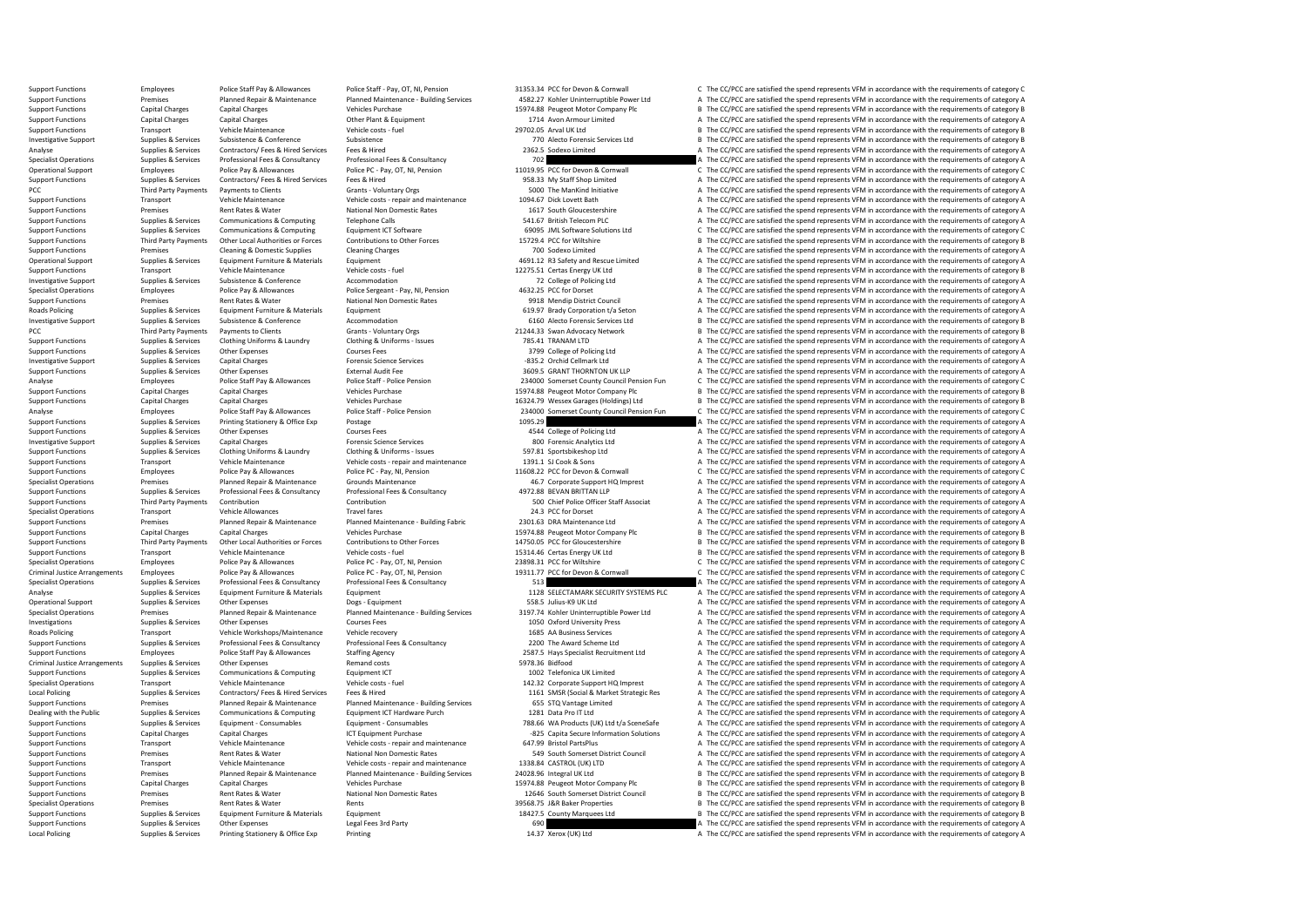| | | | | | | | |
|---|---|---|---|---|---|---|---|
| Support Functions | Employees | Police Staff Pay & Allowances | Police Staff - Pay, OT, NI, Pension | 31353.34 | PCC for Devon & Cornwall | C | The CC/PCC are satisfied the spend represents VFM in accordance with the requirements of category C |
| Support Functions | Premises | Planned Repair & Maintenance | Planned Maintenance - Building Services | 4582.27 | Kohler Uninterruptible Power Ltd | A | The CC/PCC are satisfied the spend represents VFM in accordance with the requirements of category A |
| Support Functions | Capital Charges | Capital Charges | Vehicles Purchase | 15974.88 | Peugeot Motor Company Plc | B | The CC/PCC are satisfied the spend represents VFM in accordance with the requirements of category B |
| Support Functions | Capital Charges | Capital Charges | Other Plant & Equipment | 1714 | Avon Armour Limited | A | The CC/PCC are satisfied the spend represents VFM in accordance with the requirements of category A |
| Support Functions | Transport | Vehicle Maintenance | Vehicle costs - fuel | 29702.05 | Arval UK Ltd | B | The CC/PCC are satisfied the spend represents VFM in accordance with the requirements of category B |
| Investigative Support | Supplies & Services | Subsistence & Conference | Subsistence | 770 | Alecto Forensic Services Ltd | B | The CC/PCC are satisfied the spend represents VFM in accordance with the requirements of category B |
| Analyse | Supplies & Services | Contractors/ Fees & Hired Services | Fees & Hired | 2362.5 | Sodexo Limited | A | The CC/PCC are satisfied the spend represents VFM in accordance with the requirements of category A |
| Specialist Operations | Supplies & Services | Professional Fees & Consultancy | Professional Fees & Consultancy | 702 | | A | The CC/PCC are satisfied the spend represents VFM in accordance with the requirements of category A |
| Operational Support | Employees | Police Pay & Allowances | Police PC - Pay, OT, NI, Pension | 11019.95 | PCC for Devon & Cornwall | C | The CC/PCC are satisfied the spend represents VFM in accordance with the requirements of category C |
| Support Functions | Supplies & Services | Contractors/ Fees & Hired Services | Fees & Hired | 958.33 | My Staff Shop Limited | A | The CC/PCC are satisfied the spend represents VFM in accordance with the requirements of category A |
| PCC | Third Party Payments | Payments to Clients | Grants - Voluntary Orgs | 5000 | The ManKind Initiative | A | The CC/PCC are satisfied the spend represents VFM in accordance with the requirements of category A |
| Support Functions | Transport | Vehicle Maintenance | Vehicle costs - repair and maintenance | 1094.67 | Dick Lovett Bath | A | The CC/PCC are satisfied the spend represents VFM in accordance with the requirements of category A |
| Support Functions | Premises | Rent Rates & Water | National Non Domestic Rates | 1617 | South Gloucestershire | A | The CC/PCC are satisfied the spend represents VFM in accordance with the requirements of category A |
| Support Functions | Supplies & Services | Communications & Computing | Telephone Calls | 541.67 | British Telecom PLC | A | The CC/PCC are satisfied the spend represents VFM in accordance with the requirements of category A |
| Support Functions | Supplies & Services | Communications & Computing | Equipment ICT Software | 69095 | JML Software Solutions Ltd | C | The CC/PCC are satisfied the spend represents VFM in accordance with the requirements of category C |
| Support Functions | Third Party Payments | Other Local Authorities or Forces | Contributions to Other Forces | 15729.4 | PCC for Wiltshire | B | The CC/PCC are satisfied the spend represents VFM in accordance with the requirements of category B |
| Support Functions | Premises | Cleaning & Domestic Supplies | Cleaning Charges | 700 | Sodexo Limited | A | The CC/PCC are satisfied the spend represents VFM in accordance with the requirements of category A |
| Operational Support | Supplies & Services | Equipment Furniture & Materials | Equipment | 4691.12 | R3 Safety and Rescue Limited | A | The CC/PCC are satisfied the spend represents VFM in accordance with the requirements of category A |
| Support Functions | Transport | Vehicle Maintenance | Vehicle costs - fuel | 12275.51 | Certas Energy UK Ltd | B | The CC/PCC are satisfied the spend represents VFM in accordance with the requirements of category B |
| Investigative Support | Supplies & Services | Subsistence & Conference | Accommodation | 72 | College of Policing Ltd | A | The CC/PCC are satisfied the spend represents VFM in accordance with the requirements of category A |
| Specialist Operations | Employees | Police Pay & Allowances | Police Sergeant - Pay, NI, Pension | 4632.25 | PCC for Dorset | A | The CC/PCC are satisfied the spend represents VFM in accordance with the requirements of category A |
| Support Functions | Premises | Rent Rates & Water | National Non Domestic Rates | 9918 | Mendip District Council | A | The CC/PCC are satisfied the spend represents VFM in accordance with the requirements of category A |
| Roads Policing | Supplies & Services | Equipment Furniture & Materials | Equipment | 619.97 | Brady Corporation t/a Seton | A | The CC/PCC are satisfied the spend represents VFM in accordance with the requirements of category A |
| Investigative Support | Supplies & Services | Subsistence & Conference | Accommodation | 6160 | Alecto Forensic Services Ltd | B | The CC/PCC are satisfied the spend represents VFM in accordance with the requirements of category B |
| PCC | Third Party Payments | Payments to Clients | Grants - Voluntary Orgs | 21244.33 | Swan Advocacy Network | B | The CC/PCC are satisfied the spend represents VFM in accordance with the requirements of category B |
| Support Functions | Supplies & Services | Clothing Uniforms & Laundry | Clothing & Uniforms - Issues | 785.41 | TRANAM LTD | A | The CC/PCC are satisfied the spend represents VFM in accordance with the requirements of category A |
| Support Functions | Supplies & Services | Other Expenses | Courses Fees | 3799 | College of Policing Ltd | A | The CC/PCC are satisfied the spend represents VFM in accordance with the requirements of category A |
| Investigative Support | Supplies & Services | Capital Charges | Forensic Science Services | -835.2 | Orchid Cellmark Ltd | A | The CC/PCC are satisfied the spend represents VFM in accordance with the requirements of category A |
| Support Functions | Supplies & Services | Other Expenses | External Audit Fee | 3609.5 | GRANT THORNTON UK LLP | A | The CC/PCC are satisfied the spend represents VFM in accordance with the requirements of category A |
| Analyse | Employees | Police Staff Pay & Allowances | Police Staff - Police Pension | 234000 | Somerset County Council Pension Fun | C | The CC/PCC are satisfied the spend represents VFM in accordance with the requirements of category C |
| Support Functions | Capital Charges | Capital Charges | Vehicles Purchase | 15974.88 | Peugeot Motor Company Plc | B | The CC/PCC are satisfied the spend represents VFM in accordance with the requirements of category B |
| Support Functions | Capital Charges | Capital Charges | Vehicles Purchase | 16324.79 | Wessex Garages (Holdings) Ltd | B | The CC/PCC are satisfied the spend represents VFM in accordance with the requirements of category B |
| Analyse | Employees | Police Staff Pay & Allowances | Police Staff - Police Pension | 234000 | Somerset County Council Pension Fun | C | The CC/PCC are satisfied the spend represents VFM in accordance with the requirements of category C |
| Support Functions | Supplies & Services | Printing Stationery & Office Exp | Postage | 1095.29 | | A | The CC/PCC are satisfied the spend represents VFM in accordance with the requirements of category A |
| Support Functions | Supplies & Services | Other Expenses | Courses Fees | 4544 | College of Policing Ltd | A | The CC/PCC are satisfied the spend represents VFM in accordance with the requirements of category A |
| Investigative Support | Supplies & Services | Capital Charges | Forensic Science Services | 800 | Forensic Analytics Ltd | A | The CC/PCC are satisfied the spend represents VFM in accordance with the requirements of category A |
| Support Functions | Supplies & Services | Clothing Uniforms & Laundry | Clothing & Uniforms - Issues | 597.81 | Sportsbikeshop Ltd | A | The CC/PCC are satisfied the spend represents VFM in accordance with the requirements of category A |
| Support Functions | Transport | Vehicle Maintenance | Vehicle costs - repair and maintenance | 1391.1 | SJ Cook & Sons | A | The CC/PCC are satisfied the spend represents VFM in accordance with the requirements of category A |
| Support Functions | Employees | Police Pay & Allowances | Police PC - Pay, NI, Pension | 11608.22 | PCC for Devon & Cornwall | C | The CC/PCC are satisfied the spend represents VFM in accordance with the requirements of category C |
| Specialist Operations | Premises | Planned Repair & Maintenance | Grounds Maintenance | 46.7 | Corporate Support HQ Imprest | A | The CC/PCC are satisfied the spend represents VFM in accordance with the requirements of category A |
| Support Functions | Supplies & Services | Professional Fees & Consultancy | Professional Fees & Consultancy | 4972.88 | BEVAN BRITTAN LLP | A | The CC/PCC are satisfied the spend represents VFM in accordance with the requirements of category A |
| Support Functions | Third Party Payments | Contribution | Contribution | 500 | Chief Police Officer Staff Associat | A | The CC/PCC are satisfied the spend represents VFM in accordance with the requirements of category A |
| Specialist Operations | Transport | Vehicle Allowances | Travel fares | 24.3 | PCC for Dorset | A | The CC/PCC are satisfied the spend represents VFM in accordance with the requirements of category A |
| Support Functions | Premises | Planned Repair & Maintenance | Planned Maintenance - Building Fabric | 2301.63 | DRA Maintenance Ltd | A | The CC/PCC are satisfied the spend represents VFM in accordance with the requirements of category A |
| Support Functions | Capital Charges | Capital Charges | Vehicles Purchase | 15974.88 | Peugeot Motor Company Plc | B | The CC/PCC are satisfied the spend represents VFM in accordance with the requirements of category B |
| Support Functions | Third Party Payments | Other Local Authorities or Forces | Contributions to Other Forces | 14750.05 | PCC for Gloucestershire | B | The CC/PCC are satisfied the spend represents VFM in accordance with the requirements of category B |
| Support Functions | Transport | Vehicle Maintenance | Vehicle costs - fuel | 15314.46 | Certas Energy UK Ltd | B | The CC/PCC are satisfied the spend represents VFM in accordance with the requirements of category B |
| Specialist Operations | Employees | Police Pay & Allowances | Police PC - Pay, OT, NI, Pension | 23898.31 | PCC for Wiltshire | C | The CC/PCC are satisfied the spend represents VFM in accordance with the requirements of category C |
| Criminal Justice Arrangements | Employees | Police Pay & Allowances | Police PC - Pay, OT, NI, Pension | 19311.77 | PCC for Devon & Cornwall | C | The CC/PCC are satisfied the spend represents VFM in accordance with the requirements of category C |
| Specialist Operations | Supplies & Services | Professional Fees & Consultancy | Professional Fees & Consultancy | 513 | | A | The CC/PCC are satisfied the spend represents VFM in accordance with the requirements of category A |
| Analyse | Supplies & Services | Equipment Furniture & Materials | Equipment | 1128 | SELECTAMARK SECURITY SYSTEMS PLC | A | The CC/PCC are satisfied the spend represents VFM in accordance with the requirements of category A |
| Operational Support | Supplies & Services | Other Expenses | Dogs - Equipment | 558.5 | Julius-K9 UK Ltd | A | The CC/PCC are satisfied the spend represents VFM in accordance with the requirements of category A |
| Specialist Operations | Premises | Planned Repair & Maintenance | Planned Maintenance - Building Services | 3197.74 | Kohler Uninterruptible Power Ltd | A | The CC/PCC are satisfied the spend represents VFM in accordance with the requirements of category A |
| Investigations | Supplies & Services | Other Expenses | Courses Fees | 1050 | Oxford University Press | A | The CC/PCC are satisfied the spend represents VFM in accordance with the requirements of category A |
| Roads Policing | Transport | Vehicle Workshops/Maintenance | Vehicle recovery | 1685 | AA Business Services | A | The CC/PCC are satisfied the spend represents VFM in accordance with the requirements of category A |
| Support Functions | Supplies & Services | Professional Fees & Consultancy | Professional Fees & Consultancy | 2200 | The Award Scheme Ltd | A | The CC/PCC are satisfied the spend represents VFM in accordance with the requirements of category A |
| Support Functions | Employees | Police Staff Pay & Allowances | Staffing Agency | 2587.5 | Hays Specialist Recruitment Ltd | A | The CC/PCC are satisfied the spend represents VFM in accordance with the requirements of category A |
| Criminal Justice Arrangements | Supplies & Services | Other Expenses | Remand costs | 5978.36 | Bidfood | A | The CC/PCC are satisfied the spend represents VFM in accordance with the requirements of category A |
| Support Functions | Supplies & Services | Communications & Computing | Equipment ICT | 1002 | Telefonica UK Limited | A | The CC/PCC are satisfied the spend represents VFM in accordance with the requirements of category A |
| Specialist Operations | Transport | Vehicle Maintenance | Vehicle costs - fuel | 142.32 | Corporate Support HQ Imprest | A | The CC/PCC are satisfied the spend represents VFM in accordance with the requirements of category A |
| Local Policing | Supplies & Services | Contractors/ Fees & Hired Services | Fees & Hired | 1161 | SMSR (Social & Market Strategic Res | A | The CC/PCC are satisfied the spend represents VFM in accordance with the requirements of category A |
| Support Functions | Premises | Planned Repair & Maintenance | Planned Maintenance - Building Services | 655 | STQ Vantage Limited | A | The CC/PCC are satisfied the spend represents VFM in accordance with the requirements of category A |
| Dealing with the Public | Supplies & Services | Communications & Computing | Equipment ICT Hardware Purch | 1281 | Data Pro IT Ltd | A | The CC/PCC are satisfied the spend represents VFM in accordance with the requirements of category A |
| Support Functions | Supplies & Services | Equipment - Consumables | Equipment - Consumables | 788.66 | WA Products (UK) Ltd t/a SceneSafe | A | The CC/PCC are satisfied the spend represents VFM in accordance with the requirements of category A |
| Support Functions | Capital Charges | Capital Charges | ICT Equipment Purchase | -825 | Capita Secure Information Solutions | A | The CC/PCC are satisfied the spend represents VFM in accordance with the requirements of category A |
| Support Functions | Transport | Vehicle Maintenance | Vehicle costs - repair and maintenance | 647.99 | Bristol PartsPlus | A | The CC/PCC are satisfied the spend represents VFM in accordance with the requirements of category A |
| Support Functions | Premises | Rent Rates & Water | National Non Domestic Rates | 549 | South Somerset District Council | A | The CC/PCC are satisfied the spend represents VFM in accordance with the requirements of category A |
| Support Functions | Transport | Vehicle Maintenance | Vehicle costs - repair and maintenance | 1338.84 | CASTROL (UK) LTD | A | The CC/PCC are satisfied the spend represents VFM in accordance with the requirements of category A |
| Support Functions | Premises | Planned Repair & Maintenance | Planned Maintenance - Building Services | 24028.96 | Integral UK Ltd | B | The CC/PCC are satisfied the spend represents VFM in accordance with the requirements of category B |
| Support Functions | Capital Charges | Capital Charges | Vehicles Purchase | 15974.88 | Peugeot Motor Company Plc | B | The CC/PCC are satisfied the spend represents VFM in accordance with the requirements of category B |
| Support Functions | Premises | Rent Rates & Water | National Non Domestic Rates | 12646 | South Somerset District Council | B | The CC/PCC are satisfied the spend represents VFM in accordance with the requirements of category B |
| Specialist Operations | Premises | Rent Rates & Water | Rents | 39568.75 | J&R Baker Properties | B | The CC/PCC are satisfied the spend represents VFM in accordance with the requirements of category B |
| Support Functions | Supplies & Services | Equipment Furniture & Materials | Equipment | 18427.5 | County Marquees Ltd | B | The CC/PCC are satisfied the spend represents VFM in accordance with the requirements of category B |
| Support Functions | Supplies & Services | Other Expenses | Legal Fees 3rd Party | 690 | | A | The CC/PCC are satisfied the spend represents VFM in accordance with the requirements of category A |
| Local Policing | Supplies & Services | Printing Stationery & Office Exp | Printing | 14.37 | Xerox (UK) Ltd | A | The CC/PCC are satisfied the spend represents VFM in accordance with the requirements of category A |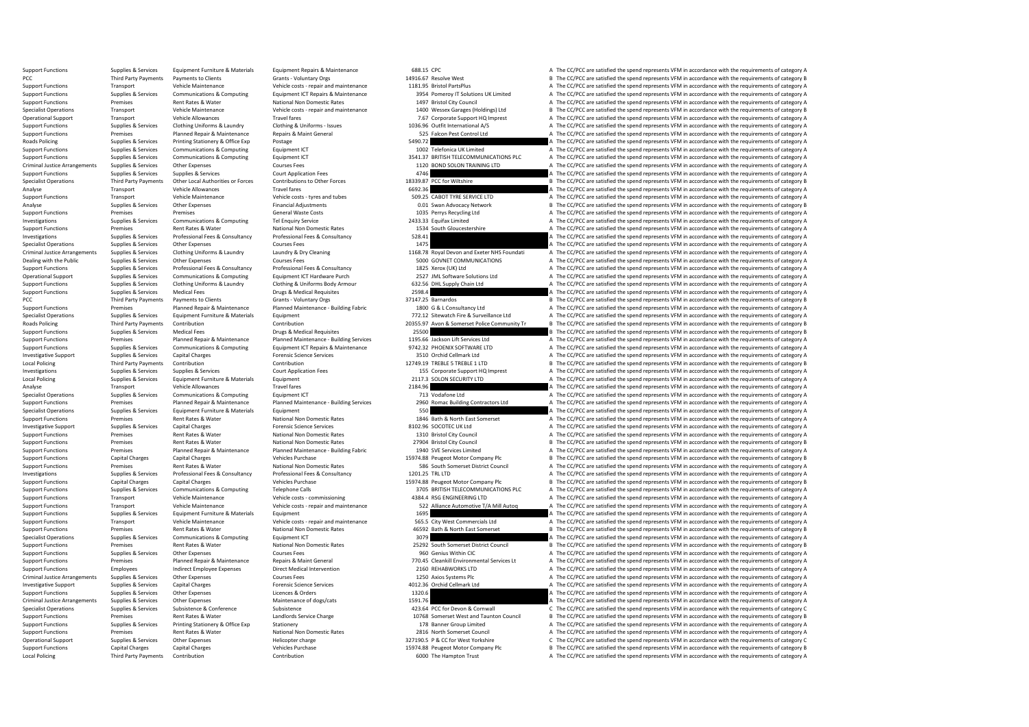| | | | | | | | |
|---|---|---|---|---|---|---|---|
| Support Functions | Supplies & Services | Equipment Furniture & Materials | Equipment Repairs & Maintenance | 688.15 | CPC | A | The CC/PCC are satisfied the spend represents VFM in accordance with the requirements of category A |
| PCC | Third Party Payments | Payments to Clients | Grants - Voluntary Orgs | 14916.67 | Resolve West | B | The CC/PCC are satisfied the spend represents VFM in accordance with the requirements of category B |
| Support Functions | Transport | Vehicle Maintenance | Vehicle costs - repair and maintenance | 1181.95 | Bristol PartsPlus | A | The CC/PCC are satisfied the spend represents VFM in accordance with the requirements of category A |
| Support Functions | Supplies & Services | Communications & Computing | Equipment ICT Repairs & Maintenance | 3954 | Pomeroy IT Solutions UK Limited | A | The CC/PCC are satisfied the spend represents VFM in accordance with the requirements of category A |
| Support Functions | Premises | Rent Rates & Water | National Non Domestic Rates | 1497 | Bristol City Council | A | The CC/PCC are satisfied the spend represents VFM in accordance with the requirements of category A |
| Specialist Operations | Transport | Vehicle Maintenance | Vehicle costs - repair and maintenance | 1400 | Wessex Garages (Holdings) Ltd | B | The CC/PCC are satisfied the spend represents VFM in accordance with the requirements of category B |
| Operational Support | Transport | Vehicle Allowances | Travel fares | 7.67 | Corporate Support HQ Imprest | A | The CC/PCC are satisfied the spend represents VFM in accordance with the requirements of category A |
| Support Functions | Supplies & Services | Clothing Uniforms & Laundry | Clothing & Uniforms - Issues | 1036.96 | Outfit International A/S | A | The CC/PCC are satisfied the spend represents VFM in accordance with the requirements of category A |
| Support Functions | Premises | Planned Repair & Maintenance | Repairs & Maint General | 525 | Falcon Pest Control Ltd | A | The CC/PCC are satisfied the spend represents VFM in accordance with the requirements of category A |
| Roads Policing | Supplies & Services | Printing Stationery & Office Exp | Postage | 5490.72 | | A | The CC/PCC are satisfied the spend represents VFM in accordance with the requirements of category A |
| Support Functions | Supplies & Services | Communications & Computing | Equipment ICT | 1002 | Telefonica UK Limited | A | The CC/PCC are satisfied the spend represents VFM in accordance with the requirements of category A |
| Support Functions | Supplies & Services | Communications & Computing | Equipment ICT | 3541.37 | BRITISH TELECOMMUNICATIONS PLC | A | The CC/PCC are satisfied the spend represents VFM in accordance with the requirements of category A |
| Criminal Justice Arrangements | Supplies & Services | Other Expenses | Courses Fees | 1120 | BOND SOLON TRAINING LTD | A | The CC/PCC are satisfied the spend represents VFM in accordance with the requirements of category A |
| Support Functions | Supplies & Services | Supplies & Services | Court Application Fees | 4746 | | A | The CC/PCC are satisfied the spend represents VFM in accordance with the requirements of category A |
| Specialist Operations | Third Party Payments | Other Local Authorities or Forces | Contributions to Other Forces | 18339.87 | PCC for Wiltshire | B | The CC/PCC are satisfied the spend represents VFM in accordance with the requirements of category B |
| Analyse | Transport | Vehicle Allowances | Travel fares | 6692.36 | | A | The CC/PCC are satisfied the spend represents VFM in accordance with the requirements of category A |
| Support Functions | Transport | Vehicle Maintenance | Vehicle costs - tyres and tubes | 509.25 | CABOT TYRE SERVICE LTD | A | The CC/PCC are satisfied the spend represents VFM in accordance with the requirements of category A |
| Analyse | Supplies & Services | Other Expenses | Financial Adjustments | 0.01 | Swan Advocacy Network | B | The CC/PCC are satisfied the spend represents VFM in accordance with the requirements of category B |
| Support Functions | Premises | Premises | General Waste Costs | 1035 | Perrys Recycling Ltd | A | The CC/PCC are satisfied the spend represents VFM in accordance with the requirements of category A |
| Investigations | Supplies & Services | Communications & Computing | Tel Enquiry Service | 2433.33 | Equifax Limited | A | The CC/PCC are satisfied the spend represents VFM in accordance with the requirements of category A |
| Support Functions | Premises | Rent Rates & Water | National Non Domestic Rates | 1534 | South Gloucestershire | A | The CC/PCC are satisfied the spend represents VFM in accordance with the requirements of category A |
| Investigations | Supplies & Services | Professional Fees & Consultancy | Professional Fees & Consultancy | 528.41 | | A | The CC/PCC are satisfied the spend represents VFM in accordance with the requirements of category A |
| Specialist Operations | Supplies & Services | Other Expenses | Courses Fees | 1475 | | A | The CC/PCC are satisfied the spend represents VFM in accordance with the requirements of category A |
| Criminal Justice Arrangements | Supplies & Services | Clothing Uniforms & Laundry | Laundry & Dry Cleaning | 1168.78 | Royal Devon and Exeter NHS Foundati | A | The CC/PCC are satisfied the spend represents VFM in accordance with the requirements of category A |
| Dealing with the Public | Supplies & Services | Other Expenses | Courses Fees | 5000 | GOVNET COMMUNICATIONS | A | The CC/PCC are satisfied the spend represents VFM in accordance with the requirements of category A |
| Support Functions | Supplies & Services | Professional Fees & Consultancy | Professional Fees & Consultancy | 1825 | Xerox (UK) Ltd | A | The CC/PCC are satisfied the spend represents VFM in accordance with the requirements of category A |
| Operational Support | Supplies & Services | Communications & Computing | Equipment ICT Hardware Purch | 2527 | JML Software Solutions Ltd | A | The CC/PCC are satisfied the spend represents VFM in accordance with the requirements of category A |
| Support Functions | Supplies & Services | Clothing Uniforms & Laundry | Clothing & Uniforms Body Armour | 632.56 | DHL Supply Chain Ltd | A | The CC/PCC are satisfied the spend represents VFM in accordance with the requirements of category A |
| Support Functions | Supplies & Services | Medical Fees | Drugs & Medical Requisites | 2598.4 | | A | The CC/PCC are satisfied the spend represents VFM in accordance with the requirements of category A |
| PCC | Third Party Payments | Payments to Clients | Grants - Voluntary Orgs | 37147.25 | Barnardos | B | The CC/PCC are satisfied the spend represents VFM in accordance with the requirements of category B |
| Support Functions | Premises | Planned Repair & Maintenance | Planned Maintenance - Building Fabric | 1800 | G & L Consultancy Ltd | A | The CC/PCC are satisfied the spend represents VFM in accordance with the requirements of category A |
| Specialist Operations | Supplies & Services | Equipment Furniture & Materials | Equipment | 772.12 | Sitewatch Fire & Surveillance Ltd | A | The CC/PCC are satisfied the spend represents VFM in accordance with the requirements of category A |
| Roads Policing | Third Party Payments | Contribution | Contribution | 20355.97 | Avon & Somerset Police Community Tr | B | The CC/PCC are satisfied the spend represents VFM in accordance with the requirements of category B |
| Support Functions | Supplies & Services | Medical Fees | Drugs & Medical Requisites | 25500 | | B | The CC/PCC are satisfied the spend represents VFM in accordance with the requirements of category B |
| Support Functions | Premises | Planned Repair & Maintenance | Planned Maintenance - Building Services | 1195.66 | Jackson Lift Services Ltd | A | The CC/PCC are satisfied the spend represents VFM in accordance with the requirements of category A |
| Support Functions | Supplies & Services | Communications & Computing | Equipment ICT Repairs & Maintenance | 9742.32 | PHOENIX SOFTWARE LTD | A | The CC/PCC are satisfied the spend represents VFM in accordance with the requirements of category A |
| Investigative Support | Supplies & Services | Capital Charges | Forensic Science Services | 3510 | Orchid Cellmark Ltd | A | The CC/PCC are satisfied the spend represents VFM in accordance with the requirements of category A |
| Local Policing | Third Party Payments | Contribution | Contribution | 12749.19 | TREBLE 5 TREBLE 1 LTD | B | The CC/PCC are satisfied the spend represents VFM in accordance with the requirements of category B |
| Investigations | Supplies & Services | Supplies & Services | Court Application Fees | 155 | Corporate Support HQ Imprest | A | The CC/PCC are satisfied the spend represents VFM in accordance with the requirements of category A |
| Local Policing | Supplies & Services | Equipment Furniture & Materials | Equipment | 2117.3 | SOLON SECURITY LTD | A | The CC/PCC are satisfied the spend represents VFM in accordance with the requirements of category A |
| Analyse | Transport | Vehicle Allowances | Travel fares | 2184.96 | | A | The CC/PCC are satisfied the spend represents VFM in accordance with the requirements of category A |
| Specialist Operations | Supplies & Services | Communications & Computing | Equipment ICT | 713 | Vodafone Ltd | A | The CC/PCC are satisfied the spend represents VFM in accordance with the requirements of category A |
| Support Functions | Premises | Planned Repair & Maintenance | Planned Maintenance - Building Services | 2960 | Romac Building Contractors Ltd | A | The CC/PCC are satisfied the spend represents VFM in accordance with the requirements of category A |
| Specialist Operations | Supplies & Services | Equipment Furniture & Materials | Equipment | 550 | | A | The CC/PCC are satisfied the spend represents VFM in accordance with the requirements of category A |
| Support Functions | Premises | Rent Rates & Water | National Non Domestic Rates | 1846 | Bath & North East Somerset | A | The CC/PCC are satisfied the spend represents VFM in accordance with the requirements of category A |
| Investigative Support | Supplies & Services | Capital Charges | Forensic Science Services | 8102.96 | SOCOTEC UK Ltd | A | The CC/PCC are satisfied the spend represents VFM in accordance with the requirements of category A |
| Support Functions | Premises | Rent Rates & Water | National Non Domestic Rates | 1310 | Bristol City Council | A | The CC/PCC are satisfied the spend represents VFM in accordance with the requirements of category A |
| Support Functions | Premises | Rent Rates & Water | National Non Domestic Rates | 27904 | Bristol City Council | B | The CC/PCC are satisfied the spend represents VFM in accordance with the requirements of category B |
| Support Functions | Premises | Planned Repair & Maintenance | Planned Maintenance - Building Fabric | 1940 | SVE Services Limited | A | The CC/PCC are satisfied the spend represents VFM in accordance with the requirements of category A |
| Support Functions | Capital Charges | Capital Charges | Vehicles Purchase | 15974.88 | Peugeot Motor Company Plc | B | The CC/PCC are satisfied the spend represents VFM in accordance with the requirements of category B |
| Support Functions | Premises | Rent Rates & Water | National Non Domestic Rates | 586 | South Somerset District Council | A | The CC/PCC are satisfied the spend represents VFM in accordance with the requirements of category A |
| Investigations | Supplies & Services | Professional Fees & Consultancy | Professional Fees & Consultancy | 1201.25 | TRL LTD | A | The CC/PCC are satisfied the spend represents VFM in accordance with the requirements of category A |
| Support Functions | Capital Charges | Capital Charges | Vehicles Purchase | 15974.88 | Peugeot Motor Company Plc | B | The CC/PCC are satisfied the spend represents VFM in accordance with the requirements of category B |
| Support Functions | Supplies & Services | Communications & Computing | Telephone Calls | 3705 | BRITISH TELECOMMUNICATIONS PLC | A | The CC/PCC are satisfied the spend represents VFM in accordance with the requirements of category A |
| Support Functions | Transport | Vehicle Maintenance | Vehicle costs - commissioning | 4384.4 | RSG ENGINEERING LTD | A | The CC/PCC are satisfied the spend represents VFM in accordance with the requirements of category A |
| Support Functions | Transport | Vehicle Maintenance | Vehicle costs - repair and maintenance | 522 | Alliance Automotive T/A Mill Autoq | A | The CC/PCC are satisfied the spend represents VFM in accordance with the requirements of category A |
| Support Functions | Supplies & Services | Equipment Furniture & Materials | Equipment | 1695 | | A | The CC/PCC are satisfied the spend represents VFM in accordance with the requirements of category A |
| Support Functions | Transport | Vehicle Maintenance | Vehicle costs - repair and maintenance | 565.5 | City West Commercials Ltd | A | The CC/PCC are satisfied the spend represents VFM in accordance with the requirements of category A |
| Support Functions | Premises | Rent Rates & Water | National Non Domestic Rates | 46592 | Bath & North East Somerset | B | The CC/PCC are satisfied the spend represents VFM in accordance with the requirements of category B |
| Specialist Operations | Supplies & Services | Communications & Computing | Equipment ICT | 3079 | | A | The CC/PCC are satisfied the spend represents VFM in accordance with the requirements of category A |
| Support Functions | Premises | Rent Rates & Water | National Non Domestic Rates | 25292 | South Somerset District Council | B | The CC/PCC are satisfied the spend represents VFM in accordance with the requirements of category B |
| Support Functions | Supplies & Services | Other Expenses | Courses Fees | 960 | Genius Within CIC | A | The CC/PCC are satisfied the spend represents VFM in accordance with the requirements of category A |
| Support Functions | Premises | Planned Repair & Maintenance | Repairs & Maint General | 770.45 | Cleankill Environmental Services Lt | A | The CC/PCC are satisfied the spend represents VFM in accordance with the requirements of category A |
| Support Functions | Employees | Indirect Employee Expenses | Direct Medical Intervention | 2160 | REHABWORKS LTD | A | The CC/PCC are satisfied the spend represents VFM in accordance with the requirements of category A |
| Criminal Justice Arrangements | Supplies & Services | Other Expenses | Courses Fees | 1250 | Axios Systems Plc | A | The CC/PCC are satisfied the spend represents VFM in accordance with the requirements of category A |
| Investigative Support | Supplies & Services | Capital Charges | Forensic Science Services | 4012.36 | Orchid Cellmark Ltd | A | The CC/PCC are satisfied the spend represents VFM in accordance with the requirements of category A |
| Support Functions | Supplies & Services | Other Expenses | Licences & Orders | 1320.6 | | A | The CC/PCC are satisfied the spend represents VFM in accordance with the requirements of category A |
| Criminal Justice Arrangements | Supplies & Services | Other Expenses | Maintenance of dogs/cats | 1591.76 | | A | The CC/PCC are satisfied the spend represents VFM in accordance with the requirements of category A |
| Specialist Operations | Supplies & Services | Subsistence & Conference | Subsistence | 423.64 | PCC for Devon & Cornwall | C | The CC/PCC are satisfied the spend represents VFM in accordance with the requirements of category C |
| Support Functions | Premises | Rent Rates & Water | Landlords Service Charge | 10768 | Somerset West and Taunton Council | B | The CC/PCC are satisfied the spend represents VFM in accordance with the requirements of category B |
| Support Functions | Supplies & Services | Printing Stationery & Office Exp | Stationery | 178 | Banner Group Limited | A | The CC/PCC are satisfied the spend represents VFM in accordance with the requirements of category A |
| Support Functions | Premises | Rent Rates & Water | National Non Domestic Rates | 2816 | North Somerset Council | A | The CC/PCC are satisfied the spend represents VFM in accordance with the requirements of category A |
| Operational Support | Supplies & Services | Other Expenses | Helicopter charge | 327190.5 | P & CC for West Yorkshire | C | The CC/PCC are satisfied the spend represents VFM in accordance with the requirements of category C |
| Support Functions | Capital Charges | Capital Charges | Vehicles Purchase | 15974.88 | Peugeot Motor Company Plc | B | The CC/PCC are satisfied the spend represents VFM in accordance with the requirements of category B |
| Local Policing | Third Party Payments | Contribution | Contribution | 6000 | The Hampton Trust | A | The CC/PCC are satisfied the spend represents VFM in accordance with the requirements of category A |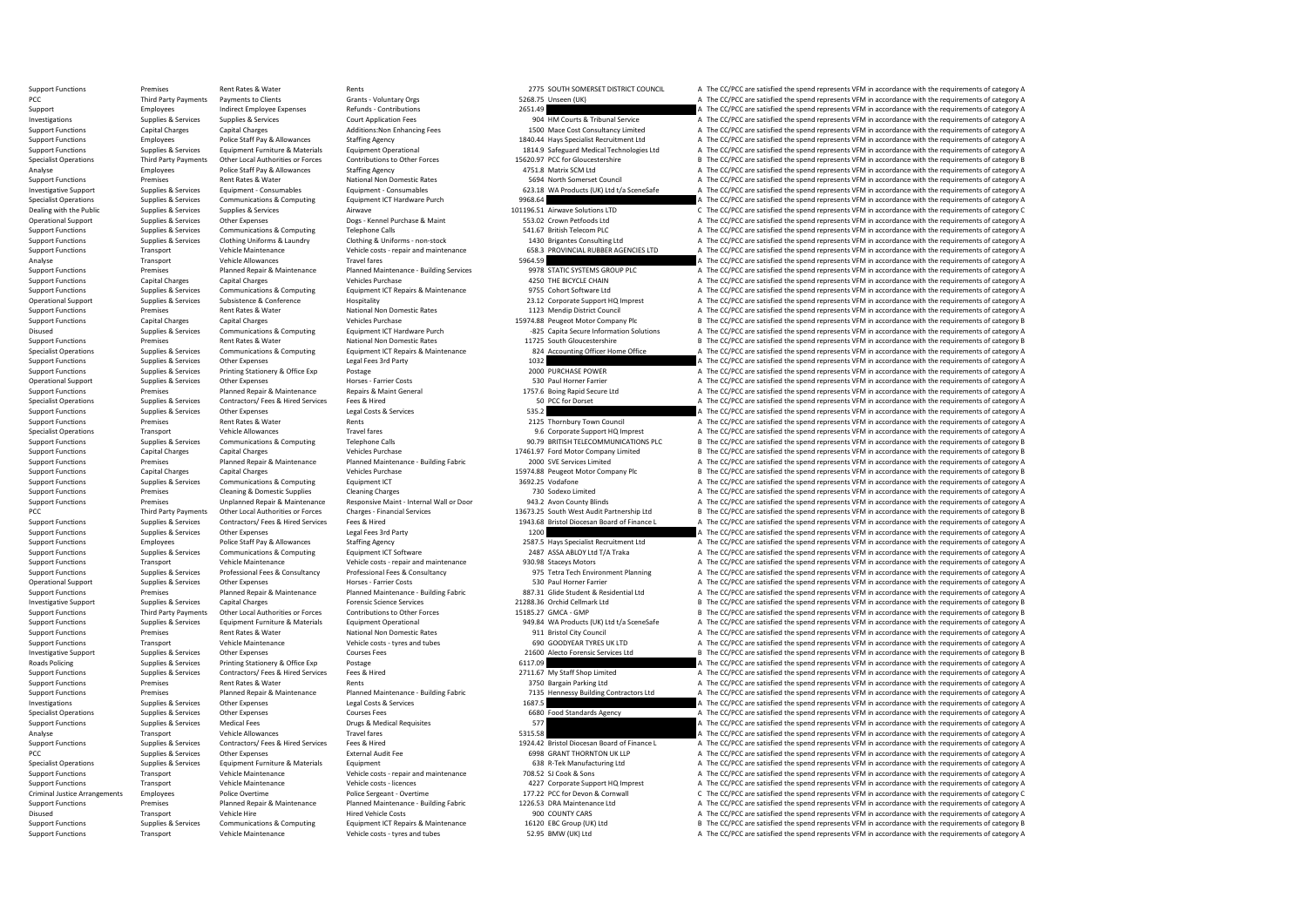| | | | | | | | |
|---|---|---|---|---|---|---|---|
| Support Functions | Premises | Rent Rates & Water | Rents | 2775 | SOUTH SOMERSET DISTRICT COUNCIL | A | The CC/PCC are satisfied the spend represents VFM in accordance with the requirements of category A |
| PCC | Third Party Payments | Payments to Clients | Grants - Voluntary Orgs | 5268.75 | Unseen (UK) | A | The CC/PCC are satisfied the spend represents VFM in accordance with the requirements of category A |
| Support | Employees | Indirect Employee Expenses | Refunds - Contributions | 2651.49 | | A | The CC/PCC are satisfied the spend represents VFM in accordance with the requirements of category A |
| Investigations | Supplies & Services | Supplies & Services | Court Application Fees | 904 | HM Courts & Tribunal Service | A | The CC/PCC are satisfied the spend represents VFM in accordance with the requirements of category A |
| Support Functions | Capital Charges | Capital Charges | Additions:Non Enhancing Fees | 1500 | Mace Cost Consultancy Limited | A | The CC/PCC are satisfied the spend represents VFM in accordance with the requirements of category A |
| Support Functions | Employees | Police Staff Pay & Allowances | Staffing Agency | 1840.44 | Hays Specialist Recruitment Ltd | A | The CC/PCC are satisfied the spend represents VFM in accordance with the requirements of category A |
| Support Functions | Supplies & Services | Equipment Furniture & Materials | Equipment Operational | 1814.9 | Safeguard Medical Technologies Ltd | A | The CC/PCC are satisfied the spend represents VFM in accordance with the requirements of category A |
| Specialist Operations | Third Party Payments | Other Local Authorities or Forces | Contributions to Other Forces | 15620.97 | PCC for Gloucestershire | B | The CC/PCC are satisfied the spend represents VFM in accordance with the requirements of category B |
| Analyse | Employees | Police Staff Pay & Allowances | Staffing Agency | 4751.8 | Matrix SCM Ltd | A | The CC/PCC are satisfied the spend represents VFM in accordance with the requirements of category A |
| Support Functions | Premises | Rent Rates & Water | National Non Domestic Rates | 5694 | North Somerset Council | A | The CC/PCC are satisfied the spend represents VFM in accordance with the requirements of category A |
| Investigative Support | Supplies & Services | Equipment - Consumables | Equipment - Consumables | 623.18 | WA Products (UK) Ltd t/a SceneSafe | A | The CC/PCC are satisfied the spend represents VFM in accordance with the requirements of category A |
| Specialist Operations | Supplies & Services | Communications & Computing | Equipment ICT Hardware Purch | 9968.64 | | A | The CC/PCC are satisfied the spend represents VFM in accordance with the requirements of category A |
| Dealing with the Public | Supplies & Services | Supplies & Services | Airwave | 101196.51 | Airwave Solutions LTD | C | The CC/PCC are satisfied the spend represents VFM in accordance with the requirements of category C |
| Operational Support | Supplies & Services | Other Expenses | Dogs - Kennel Purchase & Maint | 553.02 | Crown Petfoods Ltd | A | The CC/PCC are satisfied the spend represents VFM in accordance with the requirements of category A |
| Support Functions | Supplies & Services | Communications & Computing | Telephone Calls | 541.67 | British Telecom PLC | A | The CC/PCC are satisfied the spend represents VFM in accordance with the requirements of category A |
| Support Functions | Supplies & Services | Clothing Uniforms & Laundry | Clothing & Uniforms - non-stock | 1430 | Brigantes Consulting Ltd | A | The CC/PCC are satisfied the spend represents VFM in accordance with the requirements of category A |
| Support Functions | Transport | Vehicle Maintenance | Vehicle costs - repair and maintenance | 658.3 | PROVINCIAL RUBBER AGENCIES LTD | A | The CC/PCC are satisfied the spend represents VFM in accordance with the requirements of category A |
| Analyse | Transport | Vehicle Allowances | Travel fares | 5964.59 | | A | The CC/PCC are satisfied the spend represents VFM in accordance with the requirements of category A |
| Support Functions | Premises | Planned Repair & Maintenance | Planned Maintenance - Building Services | 9978 | STATIC SYSTEMS GROUP PLC | A | The CC/PCC are satisfied the spend represents VFM in accordance with the requirements of category A |
| Support Functions | Capital Charges | Capital Charges | Vehicles Purchase | 4250 | THE BICYCLE CHAIN | A | The CC/PCC are satisfied the spend represents VFM in accordance with the requirements of category A |
| Support Functions | Supplies & Services | Communications & Computing | Equipment ICT Repairs & Maintenance | 9755 | Cohort Software Ltd | A | The CC/PCC are satisfied the spend represents VFM in accordance with the requirements of category A |
| Operational Support | Supplies & Services | Subsistence & Conference | Hospitality | 23.12 | Corporate Support HQ Imprest | A | The CC/PCC are satisfied the spend represents VFM in accordance with the requirements of category A |
| Support Functions | Premises | Rent Rates & Water | National Non Domestic Rates | 1123 | Mendip District Council | A | The CC/PCC are satisfied the spend represents VFM in accordance with the requirements of category A |
| Support Functions | Capital Charges | Capital Charges | Vehicles Purchase | 15974.88 | Peugeot Motor Company Plc | B | The CC/PCC are satisfied the spend represents VFM in accordance with the requirements of category B |
| Disused | Supplies & Services | Communications & Computing | Equipment ICT Hardware Purch | -825 | Capita Secure Information Solutions | A | The CC/PCC are satisfied the spend represents VFM in accordance with the requirements of category A |
| Support Functions | Premises | Rent Rates & Water | National Non Domestic Rates | 11725 | South Gloucestershire | B | The CC/PCC are satisfied the spend represents VFM in accordance with the requirements of category B |
| Specialist Operations | Supplies & Services | Communications & Computing | Equipment ICT Repairs & Maintenance | 824 | Accounting Officer Home Office | A | The CC/PCC are satisfied the spend represents VFM in accordance with the requirements of category A |
| Support Functions | Supplies & Services | Other Expenses | Legal Fees 3rd Party | 1032 | | A | The CC/PCC are satisfied the spend represents VFM in accordance with the requirements of category A |
| Support Functions | Supplies & Services | Printing Stationery & Office Exp | Postage | 2000 | PURCHASE POWER | A | The CC/PCC are satisfied the spend represents VFM in accordance with the requirements of category A |
| Operational Support | Supplies & Services | Other Expenses | Horses - Farrier Costs | 530 | Paul Horner Farrier | A | The CC/PCC are satisfied the spend represents VFM in accordance with the requirements of category A |
| Support Functions | Premises | Planned Repair & Maintenance | Repairs & Maint General | 1757.6 | Boing Rapid Secure Ltd | A | The CC/PCC are satisfied the spend represents VFM in accordance with the requirements of category A |
| Specialist Operations | Supplies & Services | Contractors/ Fees & Hired Services | Fees & Hired | 50 | PCC for Dorset | A | The CC/PCC are satisfied the spend represents VFM in accordance with the requirements of category A |
| Support Functions | Supplies & Services | Other Expenses | Legal Costs & Services | 535.2 | | A | The CC/PCC are satisfied the spend represents VFM in accordance with the requirements of category A |
| Support Functions | Premises | Rent Rates & Water | Rents | 2125 | Thornbury Town Council | A | The CC/PCC are satisfied the spend represents VFM in accordance with the requirements of category A |
| Specialist Operations | Transport | Vehicle Allowances | Travel fares | 9.6 | Corporate Support HQ Imprest | A | The CC/PCC are satisfied the spend represents VFM in accordance with the requirements of category A |
| Support Functions | Supplies & Services | Communications & Computing | Telephone Calls | 90.79 | BRITISH TELECOMMUNICATIONS PLC | B | The CC/PCC are satisfied the spend represents VFM in accordance with the requirements of category B |
| Support Functions | Capital Charges | Capital Charges | Vehicles Purchase | 17461.97 | Ford Motor Company Limited | B | The CC/PCC are satisfied the spend represents VFM in accordance with the requirements of category B |
| Support Functions | Premises | Planned Repair & Maintenance | Planned Maintenance - Building Fabric | 2000 | SVE Services Limited | A | The CC/PCC are satisfied the spend represents VFM in accordance with the requirements of category A |
| Support Functions | Capital Charges | Capital Charges | Vehicles Purchase | 15974.88 | Peugeot Motor Company Plc | B | The CC/PCC are satisfied the spend represents VFM in accordance with the requirements of category B |
| Support Functions | Supplies & Services | Communications & Computing | Equipment ICT | 3692.25 | Vodafone | A | The CC/PCC are satisfied the spend represents VFM in accordance with the requirements of category A |
| Support Functions | Premises | Cleaning & Domestic Supplies | Cleaning Charges | 730 | Sodexo Limited | A | The CC/PCC are satisfied the spend represents VFM in accordance with the requirements of category A |
| Support Functions | Premises | Unplanned Repair & Maintenance | Responsive Maint - Internal Wall or Door | 943.2 | Avon County Blinds | A | The CC/PCC are satisfied the spend represents VFM in accordance with the requirements of category A |
| PCC | Third Party Payments | Other Local Authorities or Forces | Charges - Financial Services | 13673.25 | South West Audit Partnership Ltd | B | The CC/PCC are satisfied the spend represents VFM in accordance with the requirements of category B |
| Support Functions | Supplies & Services | Contractors/ Fees & Hired Services | Fees & Hired | 1943.68 | Bristol Diocesan Board of Finance L | A | The CC/PCC are satisfied the spend represents VFM in accordance with the requirements of category A |
| Support Functions | Supplies & Services | Other Expenses | Legal Fees 3rd Party | 1200 | | A | The CC/PCC are satisfied the spend represents VFM in accordance with the requirements of category A |
| Support Functions | Employees | Police Staff Pay & Allowances | Staffing Agency | 2587.5 | Hays Specialist Recruitment Ltd | A | The CC/PCC are satisfied the spend represents VFM in accordance with the requirements of category A |
| Support Functions | Supplies & Services | Communications & Computing | Equipment ICT Software | 2487 | ASSA ABLOY Ltd T/A Traka | A | The CC/PCC are satisfied the spend represents VFM in accordance with the requirements of category A |
| Support Functions | Transport | Vehicle Maintenance | Vehicle costs - repair and maintenance | 930.98 | Staceys Motors | A | The CC/PCC are satisfied the spend represents VFM in accordance with the requirements of category A |
| Support Functions | Supplies & Services | Professional Fees & Consultancy | Professional Fees & Consultancy | 975 | Tetra Tech Environment Planning | A | The CC/PCC are satisfied the spend represents VFM in accordance with the requirements of category A |
| Operational Support | Supplies & Services | Other Expenses | Horses - Farrier Costs | 530 | Paul Horner Farrier | A | The CC/PCC are satisfied the spend represents VFM in accordance with the requirements of category A |
| Support Functions | Premises | Planned Repair & Maintenance | Planned Maintenance - Building Fabric | 887.31 | Glide Student & Residential Ltd | A | The CC/PCC are satisfied the spend represents VFM in accordance with the requirements of category A |
| Investigative Support | Supplies & Services | Capital Charges | Forensic Science Services | 21288.36 | Orchid Cellmark Ltd | B | The CC/PCC are satisfied the spend represents VFM in accordance with the requirements of category B |
| Support Functions | Third Party Payments | Other Local Authorities or Forces | Contributions to Other Forces | 15185.27 | GMCA - GMP | B | The CC/PCC are satisfied the spend represents VFM in accordance with the requirements of category B |
| Support Functions | Supplies & Services | Equipment Furniture & Materials | Equipment Operational | 949.84 | WA Products (UK) Ltd t/a SceneSafe | A | The CC/PCC are satisfied the spend represents VFM in accordance with the requirements of category A |
| Support Functions | Premises | Rent Rates & Water | National Non Domestic Rates | 911 | Bristol City Council | A | The CC/PCC are satisfied the spend represents VFM in accordance with the requirements of category A |
| Support Functions | Transport | Vehicle Maintenance | Vehicle costs - tyres and tubes | 690 | GOODYEAR TYRES UK LTD | A | The CC/PCC are satisfied the spend represents VFM in accordance with the requirements of category A |
| Investigative Support | Supplies & Services | Other Expenses | Courses Fees | 21600 | Alecto Forensic Services Ltd | B | The CC/PCC are satisfied the spend represents VFM in accordance with the requirements of category B |
| Roads Policing | Supplies & Services | Printing Stationery & Office Exp | Postage | 6117.09 | | A | The CC/PCC are satisfied the spend represents VFM in accordance with the requirements of category A |
| Support Functions | Supplies & Services | Contractors/ Fees & Hired Services | Fees & Hired | 2711.67 | My Staff Shop Limited | A | The CC/PCC are satisfied the spend represents VFM in accordance with the requirements of category A |
| Support Functions | Premises | Rent Rates & Water | Rents | 3750 | Bargain Parking Ltd | A | The CC/PCC are satisfied the spend represents VFM in accordance with the requirements of category A |
| Support Functions | Premises | Planned Repair & Maintenance | Planned Maintenance - Building Fabric | 7135 | Hennessy Building Contractors Ltd | A | The CC/PCC are satisfied the spend represents VFM in accordance with the requirements of category A |
| Investigations | Supplies & Services | Other Expenses | Legal Costs & Services | 1687.5 | | A | The CC/PCC are satisfied the spend represents VFM in accordance with the requirements of category A |
| Specialist Operations | Supplies & Services | Other Expenses | Courses Fees | 6680 | Food Standards Agency | A | The CC/PCC are satisfied the spend represents VFM in accordance with the requirements of category A |
| Support Functions | Supplies & Services | Medical Fees | Drugs & Medical Requisites | 577 | | A | The CC/PCC are satisfied the spend represents VFM in accordance with the requirements of category A |
| Analyse | Transport | Vehicle Allowances | Travel fares | 5315.58 | | A | The CC/PCC are satisfied the spend represents VFM in accordance with the requirements of category A |
| Support Functions | Supplies & Services | Contractors/ Fees & Hired Services | Fees & Hired | 1924.42 | Bristol Diocesan Board of Finance L | A | The CC/PCC are satisfied the spend represents VFM in accordance with the requirements of category A |
| PCC | Supplies & Services | Other Expenses | External Audit Fee | 6998 | GRANT THORNTON UK LLP | A | The CC/PCC are satisfied the spend represents VFM in accordance with the requirements of category A |
| Specialist Operations | Supplies & Services | Equipment Furniture & Materials | Equipment | 638 | R-Tek Manufacturing Ltd | A | The CC/PCC are satisfied the spend represents VFM in accordance with the requirements of category A |
| Support Functions | Transport | Vehicle Maintenance | Vehicle costs - repair and maintenance | 708.52 | SJ Cook & Sons | A | The CC/PCC are satisfied the spend represents VFM in accordance with the requirements of category A |
| Support Functions | Transport | Vehicle Maintenance | Vehicle costs - licences | 4227 | Corporate Support HQ Imprest | A | The CC/PCC are satisfied the spend represents VFM in accordance with the requirements of category A |
| Criminal Justice Arrangements | Employees | Police Overtime | Police Sergeant - Overtime | 177.22 | PCC for Devon & Cornwall | C | The CC/PCC are satisfied the spend represents VFM in accordance with the requirements of category C |
| Support Functions | Premises | Planned Repair & Maintenance | Planned Maintenance - Building Fabric | 1226.53 | DRA Maintenance Ltd | A | The CC/PCC are satisfied the spend represents VFM in accordance with the requirements of category A |
| Disused | Transport | Vehicle Hire | Hired Vehicle Costs | 900 | COUNTY CARS | A | The CC/PCC are satisfied the spend represents VFM in accordance with the requirements of category A |
| Support Functions | Supplies & Services | Communications & Computing | Equipment ICT Repairs & Maintenance | 16120 | EBC Group (UK) Ltd | B | The CC/PCC are satisfied the spend represents VFM in accordance with the requirements of category B |
| Support Functions | Transport | Vehicle Maintenance | Vehicle costs - tyres and tubes | 52.95 | BMW (UK) Ltd | A | The CC/PCC are satisfied the spend represents VFM in accordance with the requirements of category A |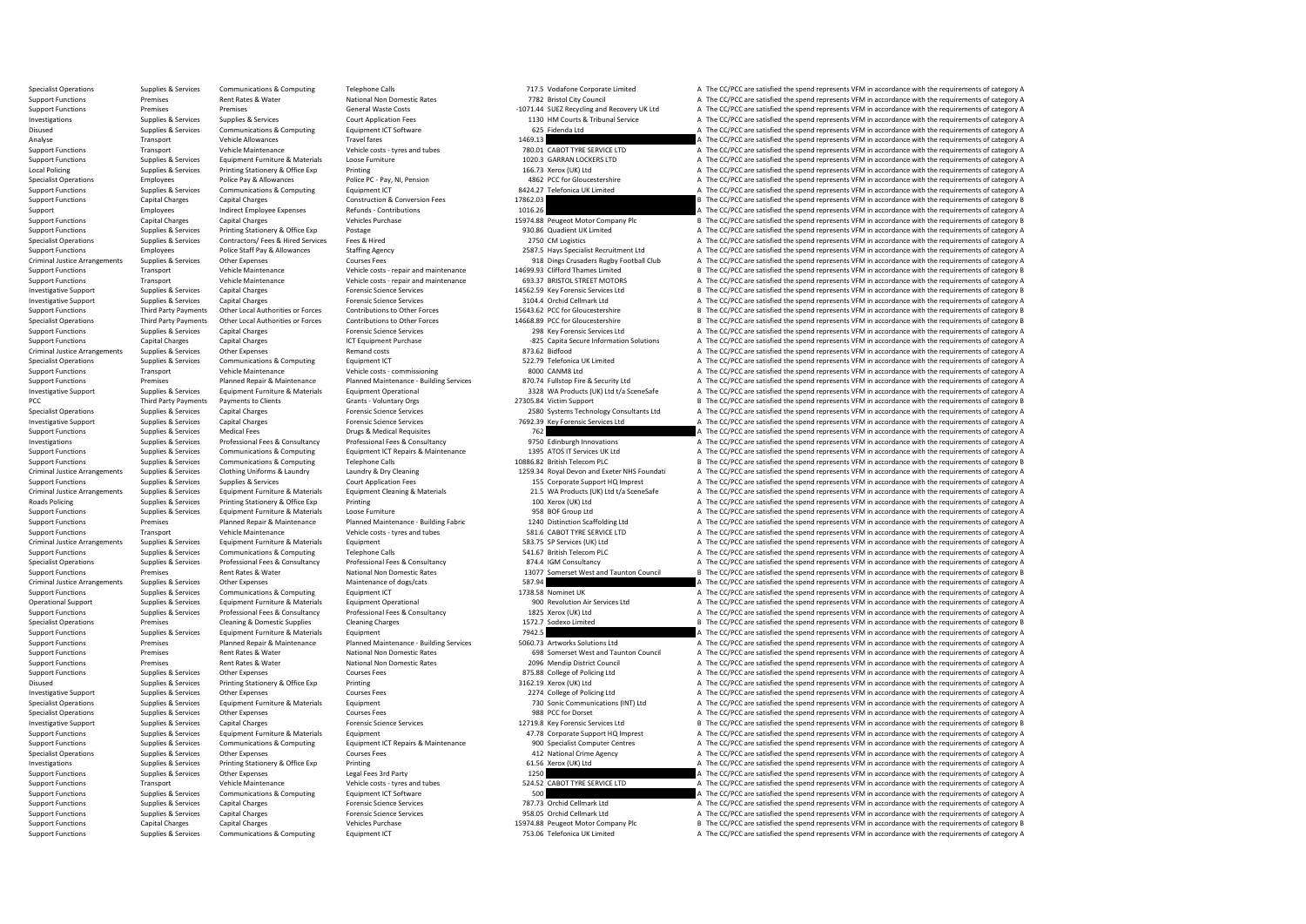| | | | | | | | |
|---|---|---|---|---|---|---|---|
| Specialist Operations | Supplies & Services | Communications & Computing | Telephone Calls | 717.5 | Vodafone Corporate Limited | A | The CC/PCC are satisfied the spend represents VFM in accordance with the requirements of category A |
| Support Functions | Premises | Rent Rates & Water | National Non Domestic Rates | 7782 | Bristol City Council | A | The CC/PCC are satisfied the spend represents VFM in accordance with the requirements of category A |
| Support Functions | Premises | Premises | General Waste Costs | -1071.44 | SUEZ Recycling and Recovery UK Ltd | A | The CC/PCC are satisfied the spend represents VFM in accordance with the requirements of category A |
| Investigations | Supplies & Services | Supplies & Services | Court Application Fees | 1130 | HM Courts & Tribunal Service | A | The CC/PCC are satisfied the spend represents VFM in accordance with the requirements of category A |
| Disused | Supplies & Services | Communications & Computing | Equipment ICT Software | 625 | Fidenda Ltd | A | The CC/PCC are satisfied the spend represents VFM in accordance with the requirements of category A |
| Analyse | Transport | Vehicle Allowances | Travel fares | 1469.13 | | A | The CC/PCC are satisfied the spend represents VFM in accordance with the requirements of category A |
| Support Functions | Transport | Vehicle Maintenance | Vehicle costs - tyres and tubes | 780.01 | CABOT TYRE SERVICE LTD | A | The CC/PCC are satisfied the spend represents VFM in accordance with the requirements of category A |
| Support Functions | Supplies & Services | Equipment Furniture & Materials | Loose Furniture | 1020.3 | GARRAN LOCKERS LTD | A | The CC/PCC are satisfied the spend represents VFM in accordance with the requirements of category A |
| Local Policing | Supplies & Services | Printing Stationery & Office Exp | Printing | 166.73 | Xerox (UK) Ltd | A | The CC/PCC are satisfied the spend represents VFM in accordance with the requirements of category A |
| Specialist Operations | Employees | Police Pay & Allowances | Police PC - Pay, NI, Pension | 4862 | PCC for Gloucestershire | A | The CC/PCC are satisfied the spend represents VFM in accordance with the requirements of category A |
| Support Functions | Supplies & Services | Communications & Computing | Equipment ICT | 8424.27 | Telefonica UK Limited | A | The CC/PCC are satisfied the spend represents VFM in accordance with the requirements of category A |
| Support Functions | Capital Charges | Capital Charges | Construction & Conversion Fees | 17862.03 | | B | The CC/PCC are satisfied the spend represents VFM in accordance with the requirements of category B |
| Support | Employees | Indirect Employee Expenses | Refunds - Contributions | 1016.26 | | A | The CC/PCC are satisfied the spend represents VFM in accordance with the requirements of category A |
| Support Functions | Capital Charges | Capital Charges | Vehicles Purchase | 15974.88 | Peugeot Motor Company Plc | B | The CC/PCC are satisfied the spend represents VFM in accordance with the requirements of category B |
| Support Functions | Supplies & Services | Printing Stationery & Office Exp | Postage | 930.86 | Quadient UK Limited | A | The CC/PCC are satisfied the spend represents VFM in accordance with the requirements of category A |
| Specialist Operations | Supplies & Services | Contractors/ Fees & Hired Services | Fees & Hired | 2750 | CM Logistics | A | The CC/PCC are satisfied the spend represents VFM in accordance with the requirements of category A |
| Support Functions | Employees | Police Staff Pay & Allowances | Staffing Agency | 2587.5 | Hays Specialist Recruitment Ltd | A | The CC/PCC are satisfied the spend represents VFM in accordance with the requirements of category A |
| Criminal Justice Arrangements | Supplies & Services | Other Expenses | Courses Fees | 918 | Dings Crusaders Rugby Football Club | A | The CC/PCC are satisfied the spend represents VFM in accordance with the requirements of category A |
| Support Functions | Transport | Vehicle Maintenance | Vehicle costs - repair and maintenance | 14699.93 | Clifford Thames Limited | B | The CC/PCC are satisfied the spend represents VFM in accordance with the requirements of category B |
| Support Functions | Transport | Vehicle Maintenance | Vehicle costs - repair and maintenance | 693.37 | BRISTOL STREET MOTORS | A | The CC/PCC are satisfied the spend represents VFM in accordance with the requirements of category A |
| Investigative Support | Supplies & Services | Capital Charges | Forensic Science Services | 14562.59 | Key Forensic Services Ltd | B | The CC/PCC are satisfied the spend represents VFM in accordance with the requirements of category B |
| Investigative Support | Supplies & Services | Capital Charges | Forensic Science Services | 3104.4 | Orchid Cellmark Ltd | A | The CC/PCC are satisfied the spend represents VFM in accordance with the requirements of category A |
| Support Functions | Third Party Payments | Other Local Authorities or Forces | Contributions to Other Forces | 15643.62 | PCC for Gloucestershire | B | The CC/PCC are satisfied the spend represents VFM in accordance with the requirements of category B |
| Specialist Operations | Third Party Payments | Other Local Authorities or Forces | Contributions to Other Forces | 14668.89 | PCC for Gloucestershire | B | The CC/PCC are satisfied the spend represents VFM in accordance with the requirements of category B |
| Support Functions | Supplies & Services | Capital Charges | Forensic Science Services | 298 | Key Forensic Services Ltd | A | The CC/PCC are satisfied the spend represents VFM in accordance with the requirements of category A |
| Support Functions | Capital Charges | Capital Charges | ICT Equipment Purchase | -825 | Capita Secure Information Solutions | A | The CC/PCC are satisfied the spend represents VFM in accordance with the requirements of category A |
| Criminal Justice Arrangements | Supplies & Services | Other Expenses | Remand costs | 873.62 | Bidfood | A | The CC/PCC are satisfied the spend represents VFM in accordance with the requirements of category A |
| Specialist Operations | Supplies & Services | Communications & Computing | Equipment ICT | 522.79 | Telefonica UK Limited | A | The CC/PCC are satisfied the spend represents VFM in accordance with the requirements of category A |
| Support Functions | Transport | Vehicle Maintenance | Vehicle costs - commissioning | 8000 | CANM8 Ltd | A | The CC/PCC are satisfied the spend represents VFM in accordance with the requirements of category A |
| Support Functions | Premises | Planned Repair & Maintenance | Planned Maintenance - Building Services | 870.74 | Fullstop Fire & Security Ltd | A | The CC/PCC are satisfied the spend represents VFM in accordance with the requirements of category A |
| Investigative Support | Supplies & Services | Equipment Furniture & Materials | Equipment Operational | 3328 | WA Products (UK) Ltd t/a SceneSafe | A | The CC/PCC are satisfied the spend represents VFM in accordance with the requirements of category A |
| PCC | Third Party Payments | Payments to Clients | Grants - Voluntary Orgs | 27305.84 | Victim Support | B | The CC/PCC are satisfied the spend represents VFM in accordance with the requirements of category B |
| Specialist Operations | Supplies & Services | Capital Charges | Forensic Science Services | 2580 | Systems Technology Consultants Ltd | A | The CC/PCC are satisfied the spend represents VFM in accordance with the requirements of category A |
| Investigative Support | Supplies & Services | Capital Charges | Forensic Science Services | 7692.39 | Key Forensic Services Ltd | A | The CC/PCC are satisfied the spend represents VFM in accordance with the requirements of category A |
| Support Functions | Supplies & Services | Medical Fees | Drugs & Medical Requisites | 762 | | A | The CC/PCC are satisfied the spend represents VFM in accordance with the requirements of category A |
| Investigations | Supplies & Services | Professional Fees & Consultancy | Professional Fees & Consultancy | 9750 | Edinburgh Innovations | A | The CC/PCC are satisfied the spend represents VFM in accordance with the requirements of category A |
| Support Functions | Supplies & Services | Communications & Computing | Equipment ICT Repairs & Maintenance | 1395 | ATOS IT Services UK Ltd | A | The CC/PCC are satisfied the spend represents VFM in accordance with the requirements of category A |
| Support Functions | Supplies & Services | Communications & Computing | Telephone Calls | 10886.82 | British Telecom PLC | B | The CC/PCC are satisfied the spend represents VFM in accordance with the requirements of category B |
| Criminal Justice Arrangements | Supplies & Services | Clothing Uniforms & Laundry | Laundry & Dry Cleaning | 1259.34 | Royal Devon and Exeter NHS Foundati | A | The CC/PCC are satisfied the spend represents VFM in accordance with the requirements of category A |
| Support Functions | Supplies & Services | Supplies & Services | Court Application Fees | 155 | Corporate Support HQ Imprest | A | The CC/PCC are satisfied the spend represents VFM in accordance with the requirements of category A |
| Criminal Justice Arrangements | Supplies & Services | Equipment Furniture & Materials | Equipment Cleaning & Materials | 21.5 | WA Products (UK) Ltd t/a SceneSafe | A | The CC/PCC are satisfied the spend represents VFM in accordance with the requirements of category A |
| Roads Policing | Supplies & Services | Printing Stationery & Office Exp | Printing | 100 | Xerox (UK) Ltd | A | The CC/PCC are satisfied the spend represents VFM in accordance with the requirements of category A |
| Support Functions | Supplies & Services | Equipment Furniture & Materials | Loose Furniture | 958 | BOF Group Ltd | A | The CC/PCC are satisfied the spend represents VFM in accordance with the requirements of category A |
| Support Functions | Premises | Planned Repair & Maintenance | Planned Maintenance - Building Fabric | 1240 | Distinction Scaffolding Ltd | A | The CC/PCC are satisfied the spend represents VFM in accordance with the requirements of category A |
| Support Functions | Transport | Vehicle Maintenance | Vehicle costs - tyres and tubes | 581.6 | CABOT TYRE SERVICE LTD | A | The CC/PCC are satisfied the spend represents VFM in accordance with the requirements of category A |
| Criminal Justice Arrangements | Supplies & Services | Equipment Furniture & Materials | Equipment | 583.75 | SP Services (UK) Ltd | A | The CC/PCC are satisfied the spend represents VFM in accordance with the requirements of category A |
| Support Functions | Supplies & Services | Communications & Computing | Telephone Calls | 541.67 | British Telecom PLC | A | The CC/PCC are satisfied the spend represents VFM in accordance with the requirements of category A |
| Specialist Operations | Supplies & Services | Professional Fees & Consultancy | Professional Fees & Consultancy | 874.4 | IGM Consultancy | A | The CC/PCC are satisfied the spend represents VFM in accordance with the requirements of category A |
| Support Functions | Premises | Rent Rates & Water | National Non Domestic Rates | 13077 | Somerset West and Taunton Council | B | The CC/PCC are satisfied the spend represents VFM in accordance with the requirements of category B |
| Criminal Justice Arrangements | Supplies & Services | Other Expenses | Maintenance of dogs/cats | 587.94 | | A | The CC/PCC are satisfied the spend represents VFM in accordance with the requirements of category A |
| Support Functions | Supplies & Services | Communications & Computing | Equipment ICT | 1738.58 | Nominet UK | A | The CC/PCC are satisfied the spend represents VFM in accordance with the requirements of category A |
| Operational Support | Supplies & Services | Equipment Furniture & Materials | Equipment Operational | 900 | Revolution Air Services Ltd | A | The CC/PCC are satisfied the spend represents VFM in accordance with the requirements of category A |
| Support Functions | Supplies & Services | Professional Fees & Consultancy | Professional Fees & Consultancy | 1825 | Xerox (UK) Ltd | A | The CC/PCC are satisfied the spend represents VFM in accordance with the requirements of category A |
| Specialist Operations | Premises | Cleaning & Domestic Supplies | Cleaning Charges | 1572.7 | Sodexo Limited | B | The CC/PCC are satisfied the spend represents VFM in accordance with the requirements of category B |
| Support Functions | Supplies & Services | Equipment Furniture & Materials | Equipment | 7942.5 | | A | The CC/PCC are satisfied the spend represents VFM in accordance with the requirements of category A |
| Support Functions | Premises | Planned Repair & Maintenance | Planned Maintenance - Building Services | 5060.73 | Artworks Solutions Ltd | A | The CC/PCC are satisfied the spend represents VFM in accordance with the requirements of category A |
| Support Functions | Premises | Rent Rates & Water | National Non Domestic Rates | 698 | Somerset West and Taunton Council | A | The CC/PCC are satisfied the spend represents VFM in accordance with the requirements of category A |
| Support Functions | Premises | Rent Rates & Water | National Non Domestic Rates | 2096 | Mendip District Council | A | The CC/PCC are satisfied the spend represents VFM in accordance with the requirements of category A |
| Support Functions | Supplies & Services | Other Expenses | Courses Fees | 875.88 | College of Policing Ltd | A | The CC/PCC are satisfied the spend represents VFM in accordance with the requirements of category A |
| Disused | Supplies & Services | Printing Stationery & Office Exp | Printing | 3162.19 | Xerox (UK) Ltd | A | The CC/PCC are satisfied the spend represents VFM in accordance with the requirements of category A |
| Investigative Support | Supplies & Services | Other Expenses | Courses Fees | 2274 | College of Policing Ltd | A | The CC/PCC are satisfied the spend represents VFM in accordance with the requirements of category A |
| Specialist Operations | Supplies & Services | Equipment Furniture & Materials | Equipment | 730 | Sonic Communications (INT) Ltd | A | The CC/PCC are satisfied the spend represents VFM in accordance with the requirements of category A |
| Specialist Operations | Supplies & Services | Other Expenses | Courses Fees | 988 | PCC for Dorset | A | The CC/PCC are satisfied the spend represents VFM in accordance with the requirements of category A |
| Investigative Support | Supplies & Services | Capital Charges | Forensic Science Services | 12719.8 | Key Forensic Services Ltd | B | The CC/PCC are satisfied the spend represents VFM in accordance with the requirements of category B |
| Support Functions | Supplies & Services | Equipment Furniture & Materials | Equipment | 47.78 | Corporate Support HQ Imprest | A | The CC/PCC are satisfied the spend represents VFM in accordance with the requirements of category A |
| Support Functions | Supplies & Services | Communications & Computing | Equipment ICT Repairs & Maintenance | 900 | Specialist Computer Centres | A | The CC/PCC are satisfied the spend represents VFM in accordance with the requirements of category A |
| Specialist Operations | Supplies & Services | Other Expenses | Courses Fees | 412 | National Crime Agency | A | The CC/PCC are satisfied the spend represents VFM in accordance with the requirements of category A |
| Investigations | Supplies & Services | Printing Stationery & Office Exp | Printing | 61.56 | Xerox (UK) Ltd | A | The CC/PCC are satisfied the spend represents VFM in accordance with the requirements of category A |
| Support Functions | Supplies & Services | Other Expenses | Legal Fees 3rd Party | 1250 | | A | The CC/PCC are satisfied the spend represents VFM in accordance with the requirements of category A |
| Support Functions | Transport | Vehicle Maintenance | Vehicle costs - tyres and tubes | 524.52 | CABOT TYRE SERVICE LTD | A | The CC/PCC are satisfied the spend represents VFM in accordance with the requirements of category A |
| Support Functions | Supplies & Services | Communications & Computing | Equipment ICT Software | 500 | | A | The CC/PCC are satisfied the spend represents VFM in accordance with the requirements of category A |
| Support Functions | Supplies & Services | Capital Charges | Forensic Science Services | 787.73 | Orchid Cellmark Ltd | A | The CC/PCC are satisfied the spend represents VFM in accordance with the requirements of category A |
| Support Functions | Supplies & Services | Capital Charges | Forensic Science Services | 958.05 | Orchid Cellmark Ltd | A | The CC/PCC are satisfied the spend represents VFM in accordance with the requirements of category A |
| Support Functions | Capital Charges | Capital Charges | Vehicles Purchase | 15974.88 | Peugeot Motor Company Plc | B | The CC/PCC are satisfied the spend represents VFM in accordance with the requirements of category B |
| Support Functions | Supplies & Services | Communications & Computing | Equipment ICT | 753.06 | Telefonica UK Limited | A | The CC/PCC are satisfied the spend represents VFM in accordance with the requirements of category A |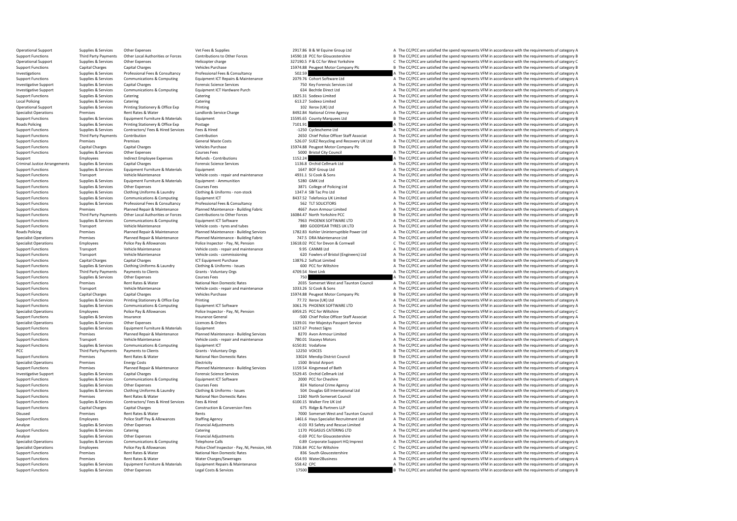| | | | | | | | |
|---|---|---|---|---|---|---|---|
| Operational Support | Supplies & Services | Other Expenses | Vet Fees & Supplies | 2917.86 | B & W Equine Group Ltd | A | The CC/PCC are satisfied the spend represents VFM in accordance with the requirements of category A |
| Support Functions | Third Party Payments | Other Local Authorities or Forces | Contributions to Other Forces | 14590.18 | PCC for Gloucestershire | B | The CC/PCC are satisfied the spend represents VFM in accordance with the requirements of category B |
| Operational Support | Supplies & Services | Other Expenses | Helicopter charge | 327190.5 | P & CC for West Yorkshire | C | The CC/PCC are satisfied the spend represents VFM in accordance with the requirements of category C |
| Support Functions | Capital Charges | Capital Charges | Vehicles Purchase | 15974.88 | Peugeot Motor Company Plc | B | The CC/PCC are satisfied the spend represents VFM in accordance with the requirements of category B |
| Investigations | Supplies & Services | Professional Fees & Consultancy | Professional Fees & Consultancy | 502.59 | | A | The CC/PCC are satisfied the spend represents VFM in accordance with the requirements of category A |
| Support Functions | Supplies & Services | Communications & Computing | Equipment ICT Repairs & Maintenance | 2079.76 | Cohort Software Ltd | A | The CC/PCC are satisfied the spend represents VFM in accordance with the requirements of category A |
| Investigative Support | Supplies & Services | Capital Charges | Forensic Science Services | 750 | Key Forensic Services Ltd | A | The CC/PCC are satisfied the spend represents VFM in accordance with the requirements of category A |
| Investigative Support | Supplies & Services | Communications & Computing | Equipment ICT Hardware Purch | 634 | Bechtle Direct Ltd | A | The CC/PCC are satisfied the spend represents VFM in accordance with the requirements of category A |
| Support Functions | Supplies & Services | Catering | Catering | 1825.31 | Sodexo Limited | A | The CC/PCC are satisfied the spend represents VFM in accordance with the requirements of category A |
| Local Policing | Supplies & Services | Catering | Catering | 613.27 | Sodexo Limited | A | The CC/PCC are satisfied the spend represents VFM in accordance with the requirements of category A |
| Operational Support | Supplies & Services | Printing Stationery & Office Exp | Printing | 102 | Xerox (UK) Ltd | A | The CC/PCC are satisfied the spend represents VFM in accordance with the requirements of category A |
| Specialist Operations | Premises | Rent Rates & Water | Landlords Service Charge | 8492.84 | National Crime Agency | A | The CC/PCC are satisfied the spend represents VFM in accordance with the requirements of category A |
| Support Functions | Supplies & Services | Equipment Furniture & Materials | Equipment | 15595.65 | County Marquees Ltd | B | The CC/PCC are satisfied the spend represents VFM in accordance with the requirements of category B |
| Roads Policing | Supplies & Services | Printing Stationery & Office Exp | Postage | 7101.91 | | A | The CC/PCC are satisfied the spend represents VFM in accordance with the requirements of category A |
| Support Functions | Supplies & Services | Contractors/ Fees & Hired Services | Fees & Hired | -1250 | Cyclescheme Ltd | A | The CC/PCC are satisfied the spend represents VFM in accordance with the requirements of category A |
| Support Functions | Third Party Payments | Contribution | Contribution | 2650 | Chief Police Officer Staff Associat | A | The CC/PCC are satisfied the spend represents VFM in accordance with the requirements of category A |
| Support Functions | Premises | Premises | General Waste Costs | 526.07 | SUEZ Recycling and Recovery UK Ltd | A | The CC/PCC are satisfied the spend represents VFM in accordance with the requirements of category A |
| Support Functions | Capital Charges | Capital Charges | Vehicles Purchase | 15974.88 | Peugeot Motor Company Plc | B | The CC/PCC are satisfied the spend represents VFM in accordance with the requirements of category B |
| Support Functions | Supplies & Services | Other Expenses | Courses Fees | 5000 | Bristol City Council | A | The CC/PCC are satisfied the spend represents VFM in accordance with the requirements of category A |
| Support | Employees | Indirect Employee Expenses | Refunds - Contributions | 1152.24 | | A | The CC/PCC are satisfied the spend represents VFM in accordance with the requirements of category A |
| Criminal Justice Arrangements | Supplies & Services | Capital Charges | Forensic Science Services | 1136.8 | Orchid Cellmark Ltd | A | The CC/PCC are satisfied the spend represents VFM in accordance with the requirements of category A |
| Support Functions | Supplies & Services | Equipment Furniture & Materials | Equipment | 1647 | BOF Group Ltd | A | The CC/PCC are satisfied the spend represents VFM in accordance with the requirements of category A |
| Support Functions | Transport | Vehicle Maintenance | Vehicle costs - repair and maintenance | 4931.1 | SJ Cook & Sons | A | The CC/PCC are satisfied the spend represents VFM in accordance with the requirements of category A |
| Support Functions | Supplies & Services | Equipment Furniture & Materials | Equipment - Ammunition | 5280 | GMK Ltd | A | The CC/PCC are satisfied the spend represents VFM in accordance with the requirements of category A |
| Support Functions | Supplies & Services | Other Expenses | Courses Fees | 3871 | College of Policing Ltd | A | The CC/PCC are satisfied the spend represents VFM in accordance with the requirements of category A |
| Support Functions | Supplies & Services | Clothing Uniforms & Laundry | Clothing & Uniforms - non-stock | 1347.4 | SBI Tac Pro Ltd | A | The CC/PCC are satisfied the spend represents VFM in accordance with the requirements of category A |
| Support Functions | Supplies & Services | Communications & Computing | Equipment ICT | 8437.52 | Telefonica UK Limited | A | The CC/PCC are satisfied the spend represents VFM in accordance with the requirements of category A |
| Support Functions | Supplies & Services | Professional Fees & Consultancy | Professional Fees & Consultancy | 562 | TLT SOLICITORS | A | The CC/PCC are satisfied the spend represents VFM in accordance with the requirements of category A |
| Support Functions | Premises | Planned Repair & Maintenance | Planned Maintenance - Building Fabric | 4667 | Avon Armour Limited | A | The CC/PCC are satisfied the spend represents VFM in accordance with the requirements of category A |
| Support Functions | Third Party Payments | Other Local Authorities or Forces | Contributions to Other Forces | 16084.47 | North Yorkshire PCC | B | The CC/PCC are satisfied the spend represents VFM in accordance with the requirements of category B |
| Support Functions | Supplies & Services | Communications & Computing | Equipment ICT Software | 7963 | PHOENIX SOFTWARE LTD | A | The CC/PCC are satisfied the spend represents VFM in accordance with the requirements of category A |
| Support Functions | Transport | Vehicle Maintenance | Vehicle costs - tyres and tubes | 889 | GOODYEAR TYRES UK LTD | A | The CC/PCC are satisfied the spend represents VFM in accordance with the requirements of category A |
| Roads Policing | Premises | Planned Repair & Maintenance | Planned Maintenance - Building Services | 1782.83 | Kohler Uninterruptible Power Ltd | A | The CC/PCC are satisfied the spend represents VFM in accordance with the requirements of category A |
| Specialist Operations | Premises | Planned Repair & Maintenance | Planned Maintenance - Building Fabric | 747.5 | DRA Maintenance Ltd | A | The CC/PCC are satisfied the spend represents VFM in accordance with the requirements of category A |
| Specialist Operations | Employees | Police Pay & Allowances | Police Inspector - Pay, NI, Pension | 13618.02 | PCC for Devon & Cornwall | C | The CC/PCC are satisfied the spend represents VFM in accordance with the requirements of category C |
| Support Functions | Transport | Vehicle Maintenance | Vehicle costs - repair and maintenance | 9.95 | CANM8 Ltd | A | The CC/PCC are satisfied the spend represents VFM in accordance with the requirements of category A |
| Support Functions | Transport | Vehicle Maintenance | Vehicle costs - commissioning | 620 | Fowlers of Bristol (Engineers) Ltd | A | The CC/PCC are satisfied the spend represents VFM in accordance with the requirements of category A |
| Support Functions | Capital Charges | Capital Charges | ICT Equipment Purchase | 13876.2 | Softcat Limited | B | The CC/PCC are satisfied the spend represents VFM in accordance with the requirements of category B |
| Support Functions | Supplies & Services | Clothing Uniforms & Laundry | Clothing & Uniforms - Issues | 600 | PCC for Wiltshire | A | The CC/PCC are satisfied the spend represents VFM in accordance with the requirements of category A |
| Support Functions | Third Party Payments | Payments to Clients | Grants - Voluntary Orgs | 4709.54 | Next Link | A | The CC/PCC are satisfied the spend represents VFM in accordance with the requirements of category A |
| Support Functions | Supplies & Services | Other Expenses | Courses Fees | 750 | | A | The CC/PCC are satisfied the spend represents VFM in accordance with the requirements of category A |
| Support Functions | Premises | Rent Rates & Water | National Non Domestic Rates | 2035 | Somerset West and Taunton Council | A | The CC/PCC are satisfied the spend represents VFM in accordance with the requirements of category A |
| Support Functions | Transport | Vehicle Maintenance | Vehicle costs - repair and maintenance | 1033.26 | SJ Cook & Sons | A | The CC/PCC are satisfied the spend represents VFM in accordance with the requirements of category A |
| Support Functions | Capital Charges | Capital Charges | Vehicles Purchase | 15974.88 | Peugeot Motor Company Plc | B | The CC/PCC are satisfied the spend represents VFM in accordance with the requirements of category B |
| Support Functions | Supplies & Services | Printing Stationery & Office Exp | Printing | 77.72 | Xerox (UK) Ltd | A | The CC/PCC are satisfied the spend represents VFM in accordance with the requirements of category A |
| Support Functions | Supplies & Services | Communications & Computing | Equipment ICT Software | 3061.76 | PHOENIX SOFTWARE LTD | A | The CC/PCC are satisfied the spend represents VFM in accordance with the requirements of category A |
| Specialist Operations | Employees | Police Pay & Allowances | Police Inspector - Pay, NI, Pension | 6959.25 | PCC for Wiltshire | C | The CC/PCC are satisfied the spend represents VFM in accordance with the requirements of category C |
| Support Functions | Supplies & Services | Insurance | Insurance General | -500 | Chief Police Officer Staff Associat | A | The CC/PCC are satisfied the spend represents VFM in accordance with the requirements of category A |
| Specialist Operations | Supplies & Services | Other Expenses | Licences & Orders | 1339.01 | Her Majestys Passport Service | A | The CC/PCC are satisfied the spend represents VFM in accordance with the requirements of category A |
| Support Functions | Supplies & Services | Equipment Furniture & Materials | Equipment | 1627.67 | Protect Signs | A | The CC/PCC are satisfied the spend represents VFM in accordance with the requirements of category A |
| Support Functions | Premises | Planned Repair & Maintenance | Planned Maintenance - Building Services | 8270 | Avon Armour Limited | A | The CC/PCC are satisfied the spend represents VFM in accordance with the requirements of category A |
| Support Functions | Transport | Vehicle Maintenance | Vehicle costs - repair and maintenance | 780.01 | Staceys Motors | A | The CC/PCC are satisfied the spend represents VFM in accordance with the requirements of category A |
| Support Functions | Supplies & Services | Communications & Computing | Equipment ICT | 6150.81 | Vodafone | A | The CC/PCC are satisfied the spend represents VFM in accordance with the requirements of category A |
| PCC | Third Party Payments | Payments to Clients | Grants - Voluntary Orgs | 12250 | VOICES | B | The CC/PCC are satisfied the spend represents VFM in accordance with the requirements of category B |
| Support Functions | Premises | Rent Rates & Water | National Non Domestic Rates | 33024 | Mendip District Council | B | The CC/PCC are satisfied the spend represents VFM in accordance with the requirements of category B |
| Specialist Operations | Premises | Energy Costs | Electricity | 1500 | Bristol Airport | A | The CC/PCC are satisfied the spend represents VFM in accordance with the requirements of category A |
| Support Functions | Premises | Planned Repair & Maintenance | Planned Maintenance - Building Services | 1159.54 | Kingsmead of Bath | A | The CC/PCC are satisfied the spend represents VFM in accordance with the requirements of category A |
| Investigative Support | Supplies & Services | Capital Charges | Forensic Science Services | 5529.45 | Orchid Cellmark Ltd | A | The CC/PCC are satisfied the spend represents VFM in accordance with the requirements of category A |
| Support Functions | Supplies & Services | Communications & Computing | Equipment ICT Software | 2000 | PCC for Cheshire | A | The CC/PCC are satisfied the spend represents VFM in accordance with the requirements of category A |
| Support Functions | Supplies & Services | Other Expenses | Courses Fees | 824 | National Crime Agency | A | The CC/PCC are satisfied the spend represents VFM in accordance with the requirements of category A |
| Support Functions | Supplies & Services | Clothing Uniforms & Laundry | Clothing & Uniforms - Issues | 504 | Douglas Gill International Ltd | A | The CC/PCC are satisfied the spend represents VFM in accordance with the requirements of category A |
| Support Functions | Premises | Rent Rates & Water | National Non Domestic Rates | 1160 | North Somerset Council | A | The CC/PCC are satisfied the spend represents VFM in accordance with the requirements of category A |
| Support Functions | Supplies & Services | Contractors/ Fees & Hired Services | Fees & Hired | 6100.15 | Walker Fire UK Ltd | A | The CC/PCC are satisfied the spend represents VFM in accordance with the requirements of category A |
| Support Functions | Capital Charges | Capital Charges | Construction & Conversion Fees | 675 | Ridge & Partners LLP | A | The CC/PCC are satisfied the spend represents VFM in accordance with the requirements of category A |
| Disused | Premises | Rent Rates & Water | Rents | 7000 | Somerset West and Taunton Council | A | The CC/PCC are satisfied the spend represents VFM in accordance with the requirements of category A |
| Support Functions | Employees | Police Staff Pay & Allowances | Staffing Agency | 1461.6 | Hays Specialist Recruitment Ltd | A | The CC/PCC are satisfied the spend represents VFM in accordance with the requirements of category A |
| Analyse | Supplies & Services | Other Expenses | Financial Adjustments | -0.03 | R3 Safety and Rescue Limited | A | The CC/PCC are satisfied the spend represents VFM in accordance with the requirements of category A |
| Support Functions | Supplies & Services | Catering | Catering | 1170 | PEGASUS CATERING LTD | A | The CC/PCC are satisfied the spend represents VFM in accordance with the requirements of category A |
| Analyse | Supplies & Services | Other Expenses | Financial Adjustments | -0.69 | PCC for Gloucestershire | A | The CC/PCC are satisfied the spend represents VFM in accordance with the requirements of category A |
| Specialist Operations | Supplies & Services | Communications & Computing | Telephone Calls | 0.89 | Corporate Support HQ Imprest | A | The CC/PCC are satisfied the spend represents VFM in accordance with the requirements of category A |
| Specialist Operations | Employees | Police Pay & Allowances | Police Chief Inspector - Pay, NI, Pension, HA | 7336.84 | PCC for Wiltshire | C | The CC/PCC are satisfied the spend represents VFM in accordance with the requirements of category C |
| Support Functions | Premises | Rent Rates & Water | National Non Domestic Rates | 836 | South Gloucestershire | A | The CC/PCC are satisfied the spend represents VFM in accordance with the requirements of category A |
| Support Functions | Premises | Rent Rates & Water | Water Charges/Sewerages | 654.93 | Water2Business | A | The CC/PCC are satisfied the spend represents VFM in accordance with the requirements of category A |
| Support Functions | Supplies & Services | Equipment Furniture & Materials | Equipment Repairs & Maintenance | 558.42 | CPC | A | The CC/PCC are satisfied the spend represents VFM in accordance with the requirements of category A |
| Support Functions | Supplies & Services | Other Expenses | Legal Costs & Services | 17500 | | B | The CC/PCC are satisfied the spend represents VFM in accordance with the requirements of category B |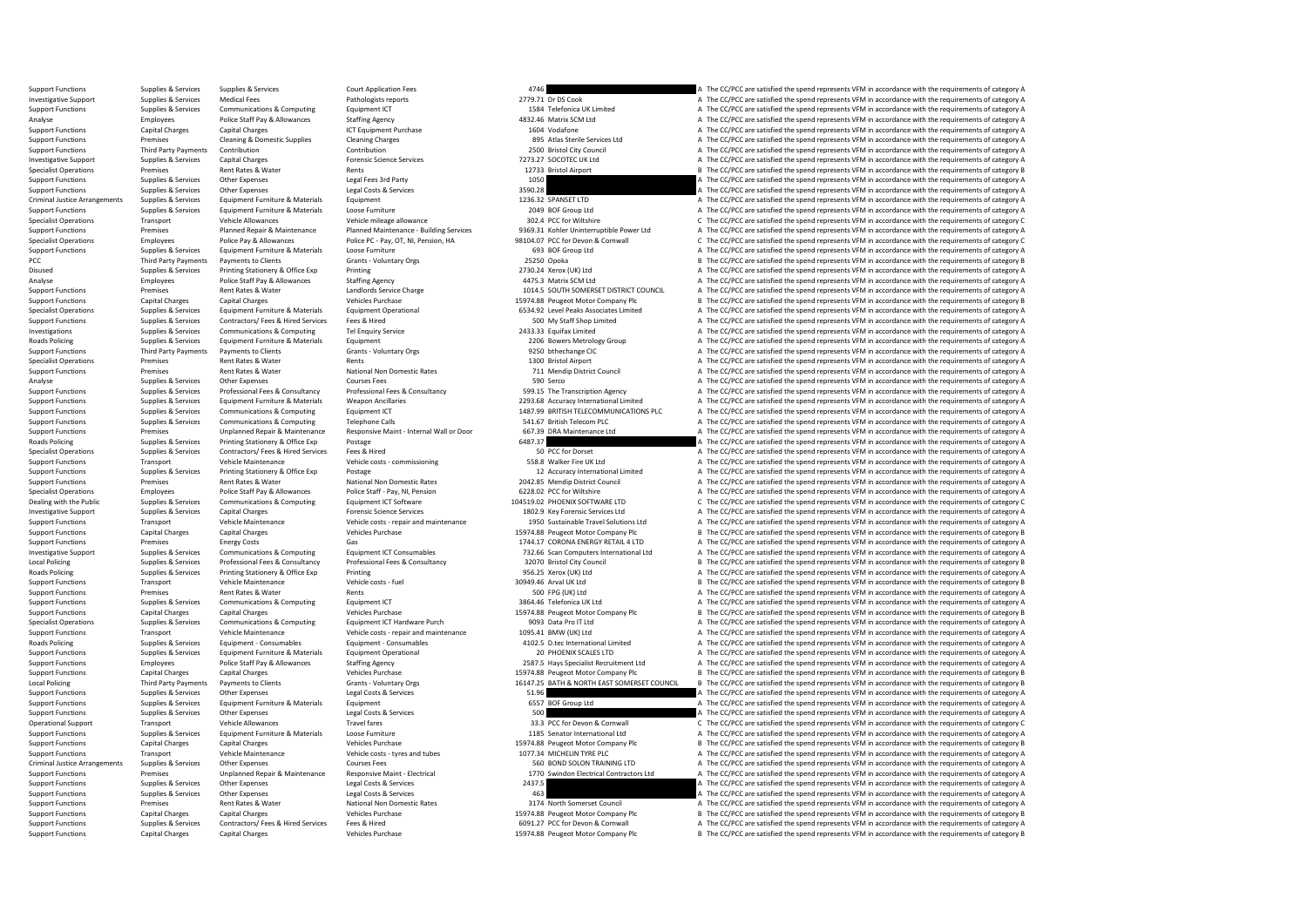| | | | | | | | |
|---|---|---|---|---|---|---|---|
| Support Functions | Supplies & Services | Supplies & Services | Court Application Fees | 4746 | | A | The CC/PCC are satisfied the spend represents VFM in accordance with the requirements of category A |
| Investigative Support | Supplies & Services | Medical Fees | Pathologists reports | 2779.71 | Dr DS Cook | A | The CC/PCC are satisfied the spend represents VFM in accordance with the requirements of category A |
| Support Functions | Supplies & Services | Communications & Computing | Equipment ICT | 1584 | Telefonica UK Limited | A | The CC/PCC are satisfied the spend represents VFM in accordance with the requirements of category A |
| Analyse | Employees | Police Staff Pay & Allowances | Staffing Agency | 4832.46 | Matrix SCM Ltd | A | The CC/PCC are satisfied the spend represents VFM in accordance with the requirements of category A |
| Support Functions | Capital Charges | Capital Charges | ICT Equipment Purchase | 1604 | Vodafone | A | The CC/PCC are satisfied the spend represents VFM in accordance with the requirements of category A |
| Support Functions | Premises | Cleaning & Domestic Supplies | Cleaning Charges | 895 | Atlas Sterile Services Ltd | A | The CC/PCC are satisfied the spend represents VFM in accordance with the requirements of category A |
| Support Functions | Third Party Payments | Contribution | Contribution | 2500 | Bristol City Council | A | The CC/PCC are satisfied the spend represents VFM in accordance with the requirements of category A |
| Investigative Support | Supplies & Services | Capital Charges | Forensic Science Services | 7273.27 | SOCOTEC UK Ltd | A | The CC/PCC are satisfied the spend represents VFM in accordance with the requirements of category A |
| Specialist Operations | Premises | Rent Rates & Water | Rents | 12733 | Bristol Airport | B | The CC/PCC are satisfied the spend represents VFM in accordance with the requirements of category B |
| Support Functions | Supplies & Services | Other Expenses | Legal Fees 3rd Party | 1050 | | A | The CC/PCC are satisfied the spend represents VFM in accordance with the requirements of category A |
| Support Functions | Supplies & Services | Other Expenses | Legal Costs & Services | 3590.28 | | A | The CC/PCC are satisfied the spend represents VFM in accordance with the requirements of category A |
| Criminal Justice Arrangements | Supplies & Services | Equipment Furniture & Materials | Equipment | 1236.32 | SPANSET LTD | A | The CC/PCC are satisfied the spend represents VFM in accordance with the requirements of category A |
| Support Functions | Supplies & Services | Equipment Furniture & Materials | Loose Furniture | 2049 | BOF Group Ltd | A | The CC/PCC are satisfied the spend represents VFM in accordance with the requirements of category A |
| Specialist Operations | Transport | Vehicle Allowances | Vehicle mileage allowance | 302.4 | PCC for Wiltshire | C | The CC/PCC are satisfied the spend represents VFM in accordance with the requirements of category C |
| Support Functions | Premises | Planned Repair & Maintenance | Planned Maintenance - Building Services | 9369.31 | Kohler Uninterruptible Power Ltd | A | The CC/PCC are satisfied the spend represents VFM in accordance with the requirements of category A |
| Specialist Operations | Employees | Police Pay & Allowances | Police PC - Pay, OT, NI, Pension, HA | 98104.07 | PCC for Devon & Cornwall | C | The CC/PCC are satisfied the spend represents VFM in accordance with the requirements of category C |
| Support Functions | Supplies & Services | Equipment Furniture & Materials | Loose Furniture | 693 | BOF Group Ltd | A | The CC/PCC are satisfied the spend represents VFM in accordance with the requirements of category A |
| PCC | Third Party Payments | Payments to Clients | Grants - Voluntary Orgs | 25250 | Opoka | B | The CC/PCC are satisfied the spend represents VFM in accordance with the requirements of category B |
| Disused | Supplies & Services | Printing Stationery & Office Exp | Printing | 2730.24 | Xerox (UK) Ltd | A | The CC/PCC are satisfied the spend represents VFM in accordance with the requirements of category A |
| Analyse | Employees | Police Staff Pay & Allowances | Staffing Agency | 4475.3 | Matrix SCM Ltd | A | The CC/PCC are satisfied the spend represents VFM in accordance with the requirements of category A |
| Support Functions | Premises | Rent Rates & Water | Landlords Service Charge | 1014.5 | SOUTH SOMERSET DISTRICT COUNCIL | A | The CC/PCC are satisfied the spend represents VFM in accordance with the requirements of category A |
| Support Functions | Capital Charges | Capital Charges | Vehicles Purchase | 15974.88 | Peugeot Motor Company Plc | B | The CC/PCC are satisfied the spend represents VFM in accordance with the requirements of category B |
| Specialist Operations | Supplies & Services | Equipment Furniture & Materials | Equipment Operational | 6534.92 | Level Peaks Associates Limited | A | The CC/PCC are satisfied the spend represents VFM in accordance with the requirements of category A |
| Support Functions | Supplies & Services | Contractors/ Fees & Hired Services | Fees & Hired | 500 | My Staff Shop Limited | A | The CC/PCC are satisfied the spend represents VFM in accordance with the requirements of category A |
| Investigations | Supplies & Services | Communications & Computing | Tel Enquiry Service | 2433.33 | Equifax Limited | A | The CC/PCC are satisfied the spend represents VFM in accordance with the requirements of category A |
| Roads Policing | Supplies & Services | Equipment Furniture & Materials | Equipment | 2206 | Bowers Metrology Group | A | The CC/PCC are satisfied the spend represents VFM in accordance with the requirements of category A |
| Support Functions | Third Party Payments | Payments to Clients | Grants - Voluntary Orgs | 9250 | bthechange CIC | A | The CC/PCC are satisfied the spend represents VFM in accordance with the requirements of category A |
| Specialist Operations | Premises | Rent Rates & Water | Rents | 1300 | Bristol Airport | A | The CC/PCC are satisfied the spend represents VFM in accordance with the requirements of category A |
| Support Functions | Premises | Rent Rates & Water | National Non Domestic Rates | 711 | Mendip District Council | A | The CC/PCC are satisfied the spend represents VFM in accordance with the requirements of category A |
| Analyse | Supplies & Services | Other Expenses | Courses Fees | 590 | Serco | A | The CC/PCC are satisfied the spend represents VFM in accordance with the requirements of category A |
| Support Functions | Supplies & Services | Professional Fees & Consultancy | Professional Fees & Consultancy | 599.15 | The Transcription Agency | A | The CC/PCC are satisfied the spend represents VFM in accordance with the requirements of category A |
| Support Functions | Supplies & Services | Equipment Furniture & Materials | Weapon Ancillaries | 2293.68 | Accuracy International Limited | A | The CC/PCC are satisfied the spend represents VFM in accordance with the requirements of category A |
| Support Functions | Supplies & Services | Communications & Computing | Equipment ICT | 1487.99 | BRITISH TELECOMMUNICATIONS PLC | A | The CC/PCC are satisfied the spend represents VFM in accordance with the requirements of category A |
| Support Functions | Supplies & Services | Communications & Computing | Telephone Calls | 541.67 | British Telecom PLC | A | The CC/PCC are satisfied the spend represents VFM in accordance with the requirements of category A |
| Support Functions | Premises | Unplanned Repair & Maintenance | Responsive Maint - Internal Wall or Door | 667.39 | DRA Maintenance Ltd | A | The CC/PCC are satisfied the spend represents VFM in accordance with the requirements of category A |
| Roads Policing | Supplies & Services | Printing Stationery & Office Exp | Postage | 6487.37 | | A | The CC/PCC are satisfied the spend represents VFM in accordance with the requirements of category A |
| Specialist Operations | Supplies & Services | Contractors/ Fees & Hired Services | Fees & Hired | 50 | PCC for Dorset | A | The CC/PCC are satisfied the spend represents VFM in accordance with the requirements of category A |
| Support Functions | Transport | Vehicle Maintenance | Vehicle costs - commissioning | 558.8 | Walker Fire UK Ltd | A | The CC/PCC are satisfied the spend represents VFM in accordance with the requirements of category A |
| Support Functions | Supplies & Services | Printing Stationery & Office Exp | Postage | 12 | Accuracy International Limited | A | The CC/PCC are satisfied the spend represents VFM in accordance with the requirements of category A |
| Support Functions | Premises | Rent Rates & Water | National Non Domestic Rates | 2042.85 | Mendip District Council | A | The CC/PCC are satisfied the spend represents VFM in accordance with the requirements of category A |
| Specialist Operations | Employees | Police Staff Pay & Allowances | Police Staff - Pay, NI, Pension | 6228.02 | PCC for Wiltshire | A | The CC/PCC are satisfied the spend represents VFM in accordance with the requirements of category A |
| Dealing with the Public | Supplies & Services | Communications & Computing | Equipment ICT Software | 104519.02 | PHOENIX SOFTWARE LTD | C | The CC/PCC are satisfied the spend represents VFM in accordance with the requirements of category C |
| Investigative Support | Supplies & Services | Capital Charges | Forensic Science Services | 1802.9 | Key Forensic Services Ltd | A | The CC/PCC are satisfied the spend represents VFM in accordance with the requirements of category A |
| Support Functions | Transport | Vehicle Maintenance | Vehicle costs - repair and maintenance | 1950 | Sustainable Travel Solutions Ltd | A | The CC/PCC are satisfied the spend represents VFM in accordance with the requirements of category A |
| Support Functions | Capital Charges | Capital Charges | Vehicles Purchase | 15974.88 | Peugeot Motor Company Plc | B | The CC/PCC are satisfied the spend represents VFM in accordance with the requirements of category B |
| Support Functions | Premises | Energy Costs | Gas | 1744.17 | CORONA ENERGY RETAIL 4 LTD | A | The CC/PCC are satisfied the spend represents VFM in accordance with the requirements of category A |
| Investigative Support | Supplies & Services | Communications & Computing | Equipment ICT Consumables | 732.66 | Scan Computers International Ltd | A | The CC/PCC are satisfied the spend represents VFM in accordance with the requirements of category A |
| Local Policing | Supplies & Services | Professional Fees & Consultancy | Professional Fees & Consultancy | 32070 | Bristol City Council | B | The CC/PCC are satisfied the spend represents VFM in accordance with the requirements of category B |
| Roads Policing | Supplies & Services | Printing Stationery & Office Exp | Printing | 956.25 | Xerox (UK) Ltd | A | The CC/PCC are satisfied the spend represents VFM in accordance with the requirements of category A |
| Support Functions | Transport | Vehicle Maintenance | Vehicle costs - fuel | 30949.46 | Arval UK Ltd | B | The CC/PCC are satisfied the spend represents VFM in accordance with the requirements of category B |
| Support Functions | Premises | Rent Rates & Water | Rents | 500 | FPG (UK) Ltd | A | The CC/PCC are satisfied the spend represents VFM in accordance with the requirements of category A |
| Support Functions | Supplies & Services | Communications & Computing | Equipment ICT | 3864.46 | Telefonica UK Limited | A | The CC/PCC are satisfied the spend represents VFM in accordance with the requirements of category A |
| Support Functions | Capital Charges | Capital Charges | Vehicles Purchase | 15974.88 | Peugeot Motor Company Plc | B | The CC/PCC are satisfied the spend represents VFM in accordance with the requirements of category B |
| Specialist Operations | Supplies & Services | Communications & Computing | Equipment ICT Hardware Purch | 9093 | Data Pro IT Ltd | A | The CC/PCC are satisfied the spend represents VFM in accordance with the requirements of category A |
| Support Functions | Transport | Vehicle Maintenance | Vehicle costs - repair and maintenance | 1095.41 | BMW (UK) Ltd | A | The CC/PCC are satisfied the spend represents VFM in accordance with the requirements of category A |
| Roads Policing | Supplies & Services | Equipment - Consumables | Equipment - Consumables | 4102.5 | D.tec International Limited | A | The CC/PCC are satisfied the spend represents VFM in accordance with the requirements of category A |
| Support Functions | Supplies & Services | Equipment Furniture & Materials | Equipment Operational | 20 | PHOENIX SCALES LTD | A | The CC/PCC are satisfied the spend represents VFM in accordance with the requirements of category A |
| Support Functions | Employees | Police Staff Pay & Allowances | Staffing Agency | 2587.5 | Hays Specialist Recruitment Ltd | A | The CC/PCC are satisfied the spend represents VFM in accordance with the requirements of category A |
| Support Functions | Capital Charges | Capital Charges | Vehicles Purchase | 15974.88 | Peugeot Motor Company Plc | B | The CC/PCC are satisfied the spend represents VFM in accordance with the requirements of category B |
| Local Policing | Third Party Payments | Payments to Clients | Grants - Voluntary Orgs | 16147.25 | BATH & NORTH EAST SOMERSET COUNCIL | B | The CC/PCC are satisfied the spend represents VFM in accordance with the requirements of category B |
| Support Functions | Supplies & Services | Other Expenses | Legal Costs & Services | 51.96 | | A | The CC/PCC are satisfied the spend represents VFM in accordance with the requirements of category A |
| Support Functions | Supplies & Services | Equipment Furniture & Materials | Equipment | 6557 | BOF Group Ltd | A | The CC/PCC are satisfied the spend represents VFM in accordance with the requirements of category A |
| Support Functions | Supplies & Services | Other Expenses | Legal Costs & Services | 500 | | A | The CC/PCC are satisfied the spend represents VFM in accordance with the requirements of category A |
| Operational Support | Transport | Vehicle Allowances | Travel fares | 33.3 | PCC for Devon & Cornwall | C | The CC/PCC are satisfied the spend represents VFM in accordance with the requirements of category C |
| Support Functions | Supplies & Services | Equipment Furniture & Materials | Loose Furniture | 1185 | Senator International Ltd | A | The CC/PCC are satisfied the spend represents VFM in accordance with the requirements of category A |
| Support Functions | Capital Charges | Capital Charges | Vehicles Purchase | 15974.88 | Peugeot Motor Company Plc | B | The CC/PCC are satisfied the spend represents VFM in accordance with the requirements of category B |
| Support Functions | Transport | Vehicle Maintenance | Vehicle costs - tyres and tubes | 1077.34 | MICHELIN TYRE PLC | A | The CC/PCC are satisfied the spend represents VFM in accordance with the requirements of category A |
| Criminal Justice Arrangements | Supplies & Services | Other Expenses | Courses Fees | 560 | BOND SOLON TRAINING LTD | A | The CC/PCC are satisfied the spend represents VFM in accordance with the requirements of category A |
| Support Functions | Premises | Unplanned Repair & Maintenance | Responsive Maint - Electrical | 1770 | Swindon Electrical Contractors Ltd | A | The CC/PCC are satisfied the spend represents VFM in accordance with the requirements of category A |
| Support Functions | Supplies & Services | Other Expenses | Legal Costs & Services | 2437.5 | | A | The CC/PCC are satisfied the spend represents VFM in accordance with the requirements of category A |
| Support Functions | Supplies & Services | Other Expenses | Legal Costs & Services | 463 | | A | The CC/PCC are satisfied the spend represents VFM in accordance with the requirements of category A |
| Support Functions | Premises | Rent Rates & Water | National Non Domestic Rates | 3174 | North Somerset Council | A | The CC/PCC are satisfied the spend represents VFM in accordance with the requirements of category A |
| Support Functions | Capital Charges | Capital Charges | Vehicles Purchase | 15974.88 | Peugeot Motor Company Plc | B | The CC/PCC are satisfied the spend represents VFM in accordance with the requirements of category B |
| Support Functions | Supplies & Services | Contractors/ Fees & Hired Services | Fees & Hired | 6091.27 | PCC for Devon & Cornwall | A | The CC/PCC are satisfied the spend represents VFM in accordance with the requirements of category A |
| Support Functions | Capital Charges | Capital Charges | Vehicles Purchase | 15974.88 | Peugeot Motor Company Plc | B | The CC/PCC are satisfied the spend represents VFM in accordance with the requirements of category B |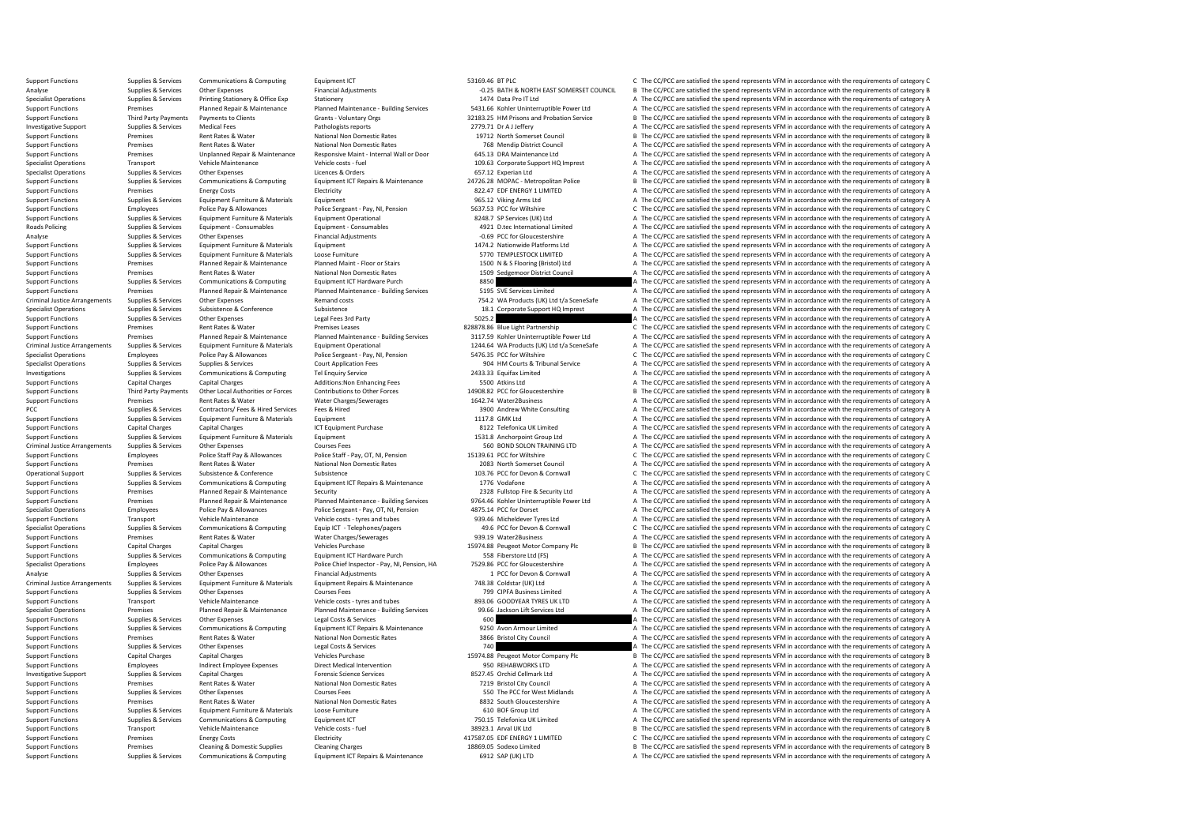| | | | | | | | |
|---|---|---|---|---|---|---|---|
| Support Functions | Supplies & Services | Communications & Computing | Equipment ICT | 53169.46 | BT PLC | C | The CC/PCC are satisfied the spend represents VFM in accordance with the requirements of category C |
| Analyse | Supplies & Services | Other Expenses | Financial Adjustments | -0.25 | BATH & NORTH EAST SOMERSET COUNCIL | B | The CC/PCC are satisfied the spend represents VFM in accordance with the requirements of category B |
| Specialist Operations | Supplies & Services | Printing Stationery & Office Exp | Stationery | 1474 | Data Pro IT Ltd | A | The CC/PCC are satisfied the spend represents VFM in accordance with the requirements of category A |
| Support Functions | Premises | Planned Repair & Maintenance | Planned Maintenance - Building Services | 5431.66 | Kohler Uninterruptible Power Ltd | A | The CC/PCC are satisfied the spend represents VFM in accordance with the requirements of category A |
| Support Functions | Third Party Payments | Payments to Clients | Grants - Voluntary Orgs | 32183.25 | HM Prisons and Probation Service | B | The CC/PCC are satisfied the spend represents VFM in accordance with the requirements of category B |
| Investigative Support | Supplies & Services | Medical Fees | Pathologists reports | 2779.71 | Dr A J Jeffery | A | The CC/PCC are satisfied the spend represents VFM in accordance with the requirements of category A |
| Support Functions | Premises | Rent Rates & Water | National Non Domestic Rates | 19712 | North Somerset Council | B | The CC/PCC are satisfied the spend represents VFM in accordance with the requirements of category B |
| Support Functions | Premises | Rent Rates & Water | National Non Domestic Rates | 768 | Mendip District Council | A | The CC/PCC are satisfied the spend represents VFM in accordance with the requirements of category A |
| Support Functions | Premises | Unplanned Repair & Maintenance | Responsive Maint - Internal Wall or Door | 645.13 | DRA Maintenance Ltd | A | The CC/PCC are satisfied the spend represents VFM in accordance with the requirements of category A |
| Specialist Operations | Transport | Vehicle Maintenance | Vehicle costs - fuel | 109.63 | Corporate Support HQ Imprest | A | The CC/PCC are satisfied the spend represents VFM in accordance with the requirements of category A |
| Specialist Operations | Supplies & Services | Other Expenses | Licences & Orders | 657.12 | Experian Ltd | A | The CC/PCC are satisfied the spend represents VFM in accordance with the requirements of category A |
| Support Functions | Supplies & Services | Communications & Computing | Equipment ICT Repairs & Maintenance | 24726.28 | MOPAC - Metropolitan Police | B | The CC/PCC are satisfied the spend represents VFM in accordance with the requirements of category B |
| Support Functions | Premises | Energy Costs | Electricity | 822.47 | EDF ENERGY 1 LIMITED | A | The CC/PCC are satisfied the spend represents VFM in accordance with the requirements of category A |
| Support Functions | Supplies & Services | Equipment Furniture & Materials | Equipment | 965.12 | Viking Arms Ltd | A | The CC/PCC are satisfied the spend represents VFM in accordance with the requirements of category A |
| Support Functions | Employees | Police Pay & Allowances | Police Sergeant - Pay, NI, Pension | 5637.53 | PCC for Wiltshire | C | The CC/PCC are satisfied the spend represents VFM in accordance with the requirements of category C |
| Support Functions | Supplies & Services | Equipment Furniture & Materials | Equipment Operational | 8248.7 | SP Services (UK) Ltd | A | The CC/PCC are satisfied the spend represents VFM in accordance with the requirements of category A |
| Roads Policing | Supplies & Services | Equipment - Consumables | Equipment - Consumables | 4921 | D.tec International Limited | A | The CC/PCC are satisfied the spend represents VFM in accordance with the requirements of category A |
| Analyse | Supplies & Services | Other Expenses | Financial Adjustments | -0.69 | PCC for Gloucestershire | A | The CC/PCC are satisfied the spend represents VFM in accordance with the requirements of category A |
| Support Functions | Supplies & Services | Equipment Furniture & Materials | Equipment | 1474.2 | Nationwide Platforms Ltd | A | The CC/PCC are satisfied the spend represents VFM in accordance with the requirements of category A |
| Support Functions | Supplies & Services | Equipment Furniture & Materials | Loose Furniture | 5770 | TEMPLESTOCK LIMITED | A | The CC/PCC are satisfied the spend represents VFM in accordance with the requirements of category A |
| Support Functions | Premises | Planned Repair & Maintenance | Planned Maint - Floor or Stairs | 1500 | N & S Flooring (Bristol) Ltd | A | The CC/PCC are satisfied the spend represents VFM in accordance with the requirements of category A |
| Support Functions | Premises | Rent Rates & Water | National Non Domestic Rates | 1509 | Sedgemoor District Council | A | The CC/PCC are satisfied the spend represents VFM in accordance with the requirements of category A |
| Support Functions | Supplies & Services | Communications & Computing | Equipment ICT Hardware Purch | 8850 | | A | The CC/PCC are satisfied the spend represents VFM in accordance with the requirements of category A |
| Support Functions | Premises | Planned Repair & Maintenance | Planned Maintenance - Building Services | 5195 | SVE Services Limited | A | The CC/PCC are satisfied the spend represents VFM in accordance with the requirements of category A |
| Criminal Justice Arrangements | Supplies & Services | Other Expenses | Remand costs | 754.2 | WA Products (UK) Ltd t/a SceneSafe | A | The CC/PCC are satisfied the spend represents VFM in accordance with the requirements of category A |
| Specialist Operations | Supplies & Services | Subsistence & Conference | Subsistence | 18.1 | Corporate Support HQ Imprest | A | The CC/PCC are satisfied the spend represents VFM in accordance with the requirements of category A |
| Support Functions | Supplies & Services | Other Expenses | Legal Fees 3rd Party | 5025.2 | | A | The CC/PCC are satisfied the spend represents VFM in accordance with the requirements of category A |
| Support Functions | Premises | Rent Rates & Water | Premises Leases | 828878.86 | Blue Light Partnership | C | The CC/PCC are satisfied the spend represents VFM in accordance with the requirements of category C |
| Support Functions | Premises | Planned Repair & Maintenance | Planned Maintenance - Building Services | 3117.59 | Kohler Uninterruptible Power Ltd | A | The CC/PCC are satisfied the spend represents VFM in accordance with the requirements of category A |
| Criminal Justice Arrangements | Supplies & Services | Equipment Furniture & Materials | Equipment Operational | 1244.64 | WA Products (UK) Ltd t/a SceneSafe | A | The CC/PCC are satisfied the spend represents VFM in accordance with the requirements of category A |
| Specialist Operations | Employees | Police Pay & Allowances | Police Sergeant - Pay, NI, Pension | 5476.35 | PCC for Wiltshire | C | The CC/PCC are satisfied the spend represents VFM in accordance with the requirements of category C |
| Specialist Operations | Supplies & Services | Supplies & Services | Court Application Fees | 904 | HM Courts & Tribunal Service | A | The CC/PCC are satisfied the spend represents VFM in accordance with the requirements of category A |
| Investigations | Supplies & Services | Communications & Computing | Tel Enquiry Service | 2433.33 | Equifax Limited | A | The CC/PCC are satisfied the spend represents VFM in accordance with the requirements of category A |
| Support Functions | Capital Charges | Capital Charges | Additions:Non Enhancing Fees | 5500 | Atkins Ltd | A | The CC/PCC are satisfied the spend represents VFM in accordance with the requirements of category A |
| Support Functions | Third Party Payments | Other Local Authorities or Forces | Contributions to Other Forces | 14908.82 | PCC for Gloucestershire | B | The CC/PCC are satisfied the spend represents VFM in accordance with the requirements of category B |
| Support Functions | Premises | Rent Rates & Water | Water Charges/Sewerages | 1642.74 | Water2Business | A | The CC/PCC are satisfied the spend represents VFM in accordance with the requirements of category A |
| PCC | Supplies & Services | Contractors/ Fees & Hired Services | Fees & Hired | 3900 | Andrew White Consulting | A | The CC/PCC are satisfied the spend represents VFM in accordance with the requirements of category A |
| Support Functions | Supplies & Services | Equipment Furniture & Materials | Equipment | 1117.8 | GMK Ltd | A | The CC/PCC are satisfied the spend represents VFM in accordance with the requirements of category A |
| Support Functions | Capital Charges | Capital Charges | ICT Equipment Purchase | 8122 | Telefonica UK Limited | A | The CC/PCC are satisfied the spend represents VFM in accordance with the requirements of category A |
| Support Functions | Supplies & Services | Equipment Furniture & Materials | Equipment | 1531.8 | Anchorpoint Group Ltd | A | The CC/PCC are satisfied the spend represents VFM in accordance with the requirements of category A |
| Criminal Justice Arrangements | Supplies & Services | Other Expenses | Courses Fees | 560 | BOND SOLON TRAINING LTD | A | The CC/PCC are satisfied the spend represents VFM in accordance with the requirements of category A |
| Support Functions | Employees | Police Staff Pay & Allowances | Police Staff - Pay, OT, NI, Pension | 15139.61 | PCC for Wiltshire | C | The CC/PCC are satisfied the spend represents VFM in accordance with the requirements of category C |
| Support Functions | Premises | Rent Rates & Water | National Non Domestic Rates | 2083 | North Somerset Council | A | The CC/PCC are satisfied the spend represents VFM in accordance with the requirements of category A |
| Operational Support | Supplies & Services | Subsistence & Conference | Subsistence | 103.76 | PCC for Devon & Cornwall | C | The CC/PCC are satisfied the spend represents VFM in accordance with the requirements of category C |
| Support Functions | Supplies & Services | Communications & Computing | Equipment ICT Repairs & Maintenance | 1776 | Vodafone | A | The CC/PCC are satisfied the spend represents VFM in accordance with the requirements of category A |
| Support Functions | Premises | Planned Repair & Maintenance | Security | 2328 | Fullstop Fire & Security Ltd | A | The CC/PCC are satisfied the spend represents VFM in accordance with the requirements of category A |
| Support Functions | Premises | Planned Repair & Maintenance | Planned Maintenance - Building Services | 9764.46 | Kohler Uninterruptible Power Ltd | A | The CC/PCC are satisfied the spend represents VFM in accordance with the requirements of category A |
| Specialist Operations | Employees | Police Pay & Allowances | Police Sergeant - Pay, OT, NI, Pension | 4875.14 | PCC for Dorset | A | The CC/PCC are satisfied the spend represents VFM in accordance with the requirements of category A |
| Support Functions | Transport | Vehicle Maintenance | Vehicle costs - tyres and tubes | 939.46 | Micheldever Tyres Ltd | A | The CC/PCC are satisfied the spend represents VFM in accordance with the requirements of category A |
| Specialist Operations | Supplies & Services | Communications & Computing | Equip ICT - Telephones/pagers | 49.6 | PCC for Devon & Cornwall | C | The CC/PCC are satisfied the spend represents VFM in accordance with the requirements of category C |
| Support Functions | Premises | Rent Rates & Water | Water Charges/Sewerages | 939.19 | Water2Business | A | The CC/PCC are satisfied the spend represents VFM in accordance with the requirements of category A |
| Support Functions | Capital Charges | Capital Charges | Vehicles Purchase | 15974.88 | Peugeot Motor Company Plc | B | The CC/PCC are satisfied the spend represents VFM in accordance with the requirements of category B |
| Support Functions | Supplies & Services | Communications & Computing | Equipment ICT Hardware Purch | 558 | Fiberstore Ltd (FS) | A | The CC/PCC are satisfied the spend represents VFM in accordance with the requirements of category A |
| Specialist Operations | Employees | Police Pay & Allowances | Police Chief Inspector - Pay, NI, Pension, HA | 7529.86 | PCC for Gloucestershire | A | The CC/PCC are satisfied the spend represents VFM in accordance with the requirements of category A |
| Analyse | Supplies & Services | Other Expenses | Financial Adjustments | 1 | PCC for Devon & Cornwall | A | The CC/PCC are satisfied the spend represents VFM in accordance with the requirements of category A |
| Criminal Justice Arrangements | Supplies & Services | Equipment Furniture & Materials | Equipment Repairs & Maintenance | 748.38 | Coldstar (UK) Ltd | A | The CC/PCC are satisfied the spend represents VFM in accordance with the requirements of category A |
| Support Functions | Supplies & Services | Other Expenses | Courses Fees | 799 | CIPFA Business Limited | A | The CC/PCC are satisfied the spend represents VFM in accordance with the requirements of category A |
| Support Functions | Transport | Vehicle Maintenance | Vehicle costs - tyres and tubes | 893.06 | GOODYEAR TYRES UK LTD | A | The CC/PCC are satisfied the spend represents VFM in accordance with the requirements of category A |
| Specialist Operations | Premises | Planned Repair & Maintenance | Planned Maintenance - Building Services | 99.66 | Jackson Lift Services Ltd | A | The CC/PCC are satisfied the spend represents VFM in accordance with the requirements of category A |
| Support Functions | Supplies & Services | Other Expenses | Legal Costs & Services | 600 | | A | The CC/PCC are satisfied the spend represents VFM in accordance with the requirements of category A |
| Support Functions | Supplies & Services | Communications & Computing | Equipment ICT Repairs & Maintenance | 9250 | Avon Armour Limited | A | The CC/PCC are satisfied the spend represents VFM in accordance with the requirements of category A |
| Support Functions | Premises | Rent Rates & Water | National Non Domestic Rates | 3866 | Bristol City Council | A | The CC/PCC are satisfied the spend represents VFM in accordance with the requirements of category A |
| Support Functions | Supplies & Services | Other Expenses | Legal Costs & Services | 740 | | A | The CC/PCC are satisfied the spend represents VFM in accordance with the requirements of category A |
| Support Functions | Capital Charges | Capital Charges | Vehicles Purchase | 15974.88 | Peugeot Motor Company Plc | B | The CC/PCC are satisfied the spend represents VFM in accordance with the requirements of category B |
| Support Functions | Employees | Indirect Employee Expenses | Direct Medical Intervention | 950 | REHABWORKS LTD | A | The CC/PCC are satisfied the spend represents VFM in accordance with the requirements of category A |
| Investigative Support | Supplies & Services | Capital Charges | Forensic Science Services | 8527.45 | Orchid Cellmark Ltd | A | The CC/PCC are satisfied the spend represents VFM in accordance with the requirements of category A |
| Support Functions | Premises | Rent Rates & Water | National Non Domestic Rates | 7219 | Bristol City Council | A | The CC/PCC are satisfied the spend represents VFM in accordance with the requirements of category A |
| Support Functions | Supplies & Services | Other Expenses | Courses Fees | 550 | The PCC for West Midlands | A | The CC/PCC are satisfied the spend represents VFM in accordance with the requirements of category A |
| Support Functions | Premises | Rent Rates & Water | National Non Domestic Rates | 8832 | South Gloucestershire | A | The CC/PCC are satisfied the spend represents VFM in accordance with the requirements of category A |
| Support Functions | Supplies & Services | Equipment Furniture & Materials | Loose Furniture | 610 | BOF Group Ltd | A | The CC/PCC are satisfied the spend represents VFM in accordance with the requirements of category A |
| Support Functions | Supplies & Services | Communications & Computing | Equipment ICT | 750.15 | Telefonica UK Limited | A | The CC/PCC are satisfied the spend represents VFM in accordance with the requirements of category A |
| Support Functions | Transport | Vehicle Maintenance | Vehicle costs - fuel | 38923.1 | Arval UK Ltd | B | The CC/PCC are satisfied the spend represents VFM in accordance with the requirements of category B |
| Support Functions | Premises | Energy Costs | Electricity | 417587.05 | EDF ENERGY 1 LIMITED | C | The CC/PCC are satisfied the spend represents VFM in accordance with the requirements of category C |
| Support Functions | Premises | Cleaning & Domestic Supplies | Cleaning Charges | 18869.05 | Sodexo Limited | B | The CC/PCC are satisfied the spend represents VFM in accordance with the requirements of category B |
| Support Functions | Supplies & Services | Communications & Computing | Equipment ICT Repairs & Maintenance | 6912 | SAP (UK) LTD | A | The CC/PCC are satisfied the spend represents VFM in accordance with the requirements of category A |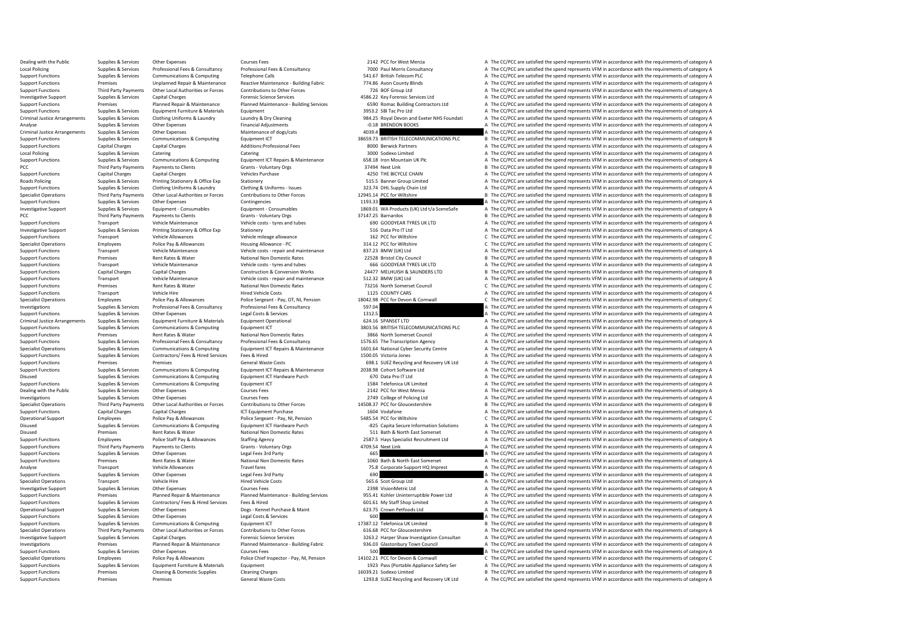| | | | | | | | |
|---|---|---|---|---|---|---|---|
| Dealing with the Public | Supplies & Services | Other Expenses | Courses Fees | 2142 | PCC for West Mercia | A | The CC/PCC are satisfied the spend represents VFM in accordance with the requirements of category A |
| Local Policing | Supplies & Services | Professional Fees & Consultancy | Professional Fees & Consultancy | 7000 | Paul Morris Consultancy | A | The CC/PCC are satisfied the spend represents VFM in accordance with the requirements of category A |
| Support Functions | Supplies & Services | Communications & Computing | Telephone Calls | 541.67 | British Telecom PLC | A | The CC/PCC are satisfied the spend represents VFM in accordance with the requirements of category A |
| Support Functions | Premises | Unplanned Repair & Maintenance | Reactive Maintenance - Building Fabric | 774.86 | Avon County Blinds | A | The CC/PCC are satisfied the spend represents VFM in accordance with the requirements of category A |
| Support Functions | Third Party Payments | Other Local Authorities or Forces | Contributions to Other Forces | 726 | BOF Group Ltd | A | The CC/PCC are satisfied the spend represents VFM in accordance with the requirements of category A |
| Investigative Support | Supplies & Services | Capital Charges | Forensic Science Services | 4586.22 | Key Forensic Services Ltd | A | The CC/PCC are satisfied the spend represents VFM in accordance with the requirements of category A |
| Support Functions | Premises | Planned Repair & Maintenance | Planned Maintenance - Building Services | 6590 | Romac Building Contractors Ltd | A | The CC/PCC are satisfied the spend represents VFM in accordance with the requirements of category A |
| Support Functions | Supplies & Services | Equipment Furniture & Materials | Equipment | 3953.2 | SBI Tac Pro Ltd | A | The CC/PCC are satisfied the spend represents VFM in accordance with the requirements of category A |
| Criminal Justice Arrangements | Supplies & Services | Clothing Uniforms & Laundry | Laundry & Dry Cleaning | 984.25 | Royal Devon and Exeter NHS Foundati | A | The CC/PCC are satisfied the spend represents VFM in accordance with the requirements of category A |
| Analyse | Supplies & Services | Other Expenses | Financial Adjustments | -0.18 | BRENDON BOOKS | A | The CC/PCC are satisfied the spend represents VFM in accordance with the requirements of category A |
| Criminal Justice Arrangements | Supplies & Services | Other Expenses | Maintenance of dogs/cats | 4039.4 | | A | The CC/PCC are satisfied the spend represents VFM in accordance with the requirements of category A |
| Support Functions | Supplies & Services | Communications & Computing | Equipment ICT | 38659.73 | BRITISH TELECOMMUNICATIONS PLC | B | The CC/PCC are satisfied the spend represents VFM in accordance with the requirements of category B |
| Support Functions | Capital Charges | Capital Charges | Additions:Professional Fees | 8000 | Berwick Partners | A | The CC/PCC are satisfied the spend represents VFM in accordance with the requirements of category A |
| Local Policing | Supplies & Services | Catering | Catering | 3000 | Sodexo Limited | A | The CC/PCC are satisfied the spend represents VFM in accordance with the requirements of category A |
| Support Functions | Supplies & Services | Communications & Computing | Equipment ICT Repairs & Maintenance | 658.18 | Iron Mountain UK Plc | A | The CC/PCC are satisfied the spend represents VFM in accordance with the requirements of category A |
| PCC | Third Party Payments | Payments to Clients | Grants - Voluntary Orgs | 37494 | Next Link | B | The CC/PCC are satisfied the spend represents VFM in accordance with the requirements of category B |
| Support Functions | Capital Charges | Capital Charges | Vehicles Purchase | 4250 | THE BICYCLE CHAIN | A | The CC/PCC are satisfied the spend represents VFM in accordance with the requirements of category A |
| Roads Policing | Supplies & Services | Printing Stationery & Office Exp | Stationery | 515.5 | Banner Group Limited | A | The CC/PCC are satisfied the spend represents VFM in accordance with the requirements of category A |
| Support Functions | Supplies & Services | Clothing Uniforms & Laundry | Clothing & Uniforms - Issues | 323.74 | DHL Supply Chain Ltd | A | The CC/PCC are satisfied the spend represents VFM in accordance with the requirements of category A |
| Specialist Operations | Third Party Payments | Other Local Authorities or Forces | Contributions to Other Forces | 12945.14 | PCC for Wiltshire | B | The CC/PCC are satisfied the spend represents VFM in accordance with the requirements of category B |
| Support Functions | Supplies & Services | Other Expenses | Contingencies | 1193.33 | | A | The CC/PCC are satisfied the spend represents VFM in accordance with the requirements of category A |
| Investigative Support | Supplies & Services | Equipment - Consumables | Equipment - Consumables | 1869.01 | WA Products (UK) Ltd t/a SceneSafe | A | The CC/PCC are satisfied the spend represents VFM in accordance with the requirements of category A |
| PCC | Third Party Payments | Payments to Clients | Grants - Voluntary Orgs | 37147.25 | Barnardos | B | The CC/PCC are satisfied the spend represents VFM in accordance with the requirements of category B |
| Support Functions | Transport | Vehicle Maintenance | Vehicle costs - tyres and tubes | 690 | GOODYEAR TYRES UK LTD | A | The CC/PCC are satisfied the spend represents VFM in accordance with the requirements of category A |
| Investigative Support | Supplies & Services | Printing Stationery & Office Exp | Stationery | 516 | Data Pro IT Ltd | A | The CC/PCC are satisfied the spend represents VFM in accordance with the requirements of category A |
| Support Functions | Transport | Vehicle Allowances | Vehicle mileage allowance | 162 | PCC for Wiltshire | C | The CC/PCC are satisfied the spend represents VFM in accordance with the requirements of category C |
| Specialist Operations | Employees | Police Pay & Allowances | Housing Allowance - PC | 314.12 | PCC for Wiltshire | C | The CC/PCC are satisfied the spend represents VFM in accordance with the requirements of category C |
| Support Functions | Transport | Vehicle Maintenance | Vehicle costs - repair and maintenance | 837.23 | BMW (UK) Ltd | A | The CC/PCC are satisfied the spend represents VFM in accordance with the requirements of category A |
| Support Functions | Premises | Rent Rates & Water | National Non Domestic Rates | 22528 | Bristol City Council | B | The CC/PCC are satisfied the spend represents VFM in accordance with the requirements of category B |
| Support Functions | Transport | Vehicle Maintenance | Vehicle costs - tyres and tubes | 666 | GOODYEAR TYRES UK LTD | A | The CC/PCC are satisfied the spend represents VFM in accordance with the requirements of category A |
| Support Functions | Capital Charges | Capital Charges | Construction & Conversion Works | 24477 | MELHUISH & SAUNDERS LTD | B | The CC/PCC are satisfied the spend represents VFM in accordance with the requirements of category B |
| Support Functions | Transport | Vehicle Maintenance | Vehicle costs - repair and maintenance | 512.32 | BMW (UK) Ltd | A | The CC/PCC are satisfied the spend represents VFM in accordance with the requirements of category A |
| Support Functions | Premises | Rent Rates & Water | National Non Domestic Rates | 73216 | North Somerset Council | C | The CC/PCC are satisfied the spend represents VFM in accordance with the requirements of category C |
| Support Functions | Transport | Vehicle Hire | Hired Vehicle Costs | 1125 | COUNTY CARS | A | The CC/PCC are satisfied the spend represents VFM in accordance with the requirements of category A |
| Specialist Operations | Employees | Police Pay & Allowances | Police Sergeant - Pay, OT, NI, Pension | 18042.98 | PCC for Devon & Cornwall | C | The CC/PCC are satisfied the spend represents VFM in accordance with the requirements of category C |
| Investigations | Supplies & Services | Professional Fees & Consultancy | Professional Fees & Consultancy | 597.04 | | A | The CC/PCC are satisfied the spend represents VFM in accordance with the requirements of category A |
| Support Functions | Supplies & Services | Other Expenses | Legal Costs & Services | 1312.5 | | A | The CC/PCC are satisfied the spend represents VFM in accordance with the requirements of category A |
| Criminal Justice Arrangements | Supplies & Services | Equipment Furniture & Materials | Equipment Operational | 624.16 | SPANSET LTD | A | The CC/PCC are satisfied the spend represents VFM in accordance with the requirements of category A |
| Support Functions | Supplies & Services | Communications & Computing | Equipment ICT | 3803.56 | BRITISH TELECOMMUNICATIONS PLC | A | The CC/PCC are satisfied the spend represents VFM in accordance with the requirements of category A |
| Support Functions | Premises | Rent Rates & Water | National Non Domestic Rates | 3866 | North Somerset Council | A | The CC/PCC are satisfied the spend represents VFM in accordance with the requirements of category A |
| Support Functions | Supplies & Services | Professional Fees & Consultancy | Professional Fees & Consultancy | 1576.65 | The Transcription Agency | A | The CC/PCC are satisfied the spend represents VFM in accordance with the requirements of category A |
| Specialist Operations | Supplies & Services | Communications & Computing | Equipment ICT Repairs & Maintenance | 1601.64 | National Cyber Security Centre | A | The CC/PCC are satisfied the spend represents VFM in accordance with the requirements of category A |
| Support Functions | Supplies & Services | Contractors/ Fees & Hired Services | Fees & Hired | 1500.05 | Victoria Jones | A | The CC/PCC are satisfied the spend represents VFM in accordance with the requirements of category A |
| Support Functions | Premises | Premises | General Waste Costs | 698.1 | SUEZ Recycling and Recovery UK Ltd | A | The CC/PCC are satisfied the spend represents VFM in accordance with the requirements of category A |
| Support Functions | Supplies & Services | Communications & Computing | Equipment ICT Repairs & Maintenance | 2038.98 | Cohort Software Ltd | A | The CC/PCC are satisfied the spend represents VFM in accordance with the requirements of category A |
| Disused | Supplies & Services | Communications & Computing | Equipment ICT Hardware Purch | 670 | Data Pro IT Ltd | A | The CC/PCC are satisfied the spend represents VFM in accordance with the requirements of category A |
| Support Functions | Supplies & Services | Communications & Computing | Equipment ICT | 1584 | Telefonica UK Limited | A | The CC/PCC are satisfied the spend represents VFM in accordance with the requirements of category A |
| Dealing with the Public | Supplies & Services | Other Expenses | Courses Fees | 2142 | PCC for West Mercia | A | The CC/PCC are satisfied the spend represents VFM in accordance with the requirements of category A |
| Investigations | Supplies & Services | Other Expenses | Courses Fees | 2749 | College of Policing Ltd | A | The CC/PCC are satisfied the spend represents VFM in accordance with the requirements of category A |
| Specialist Operations | Third Party Payments | Other Local Authorities or Forces | Contributions to Other Forces | 14508.37 | PCC for Gloucestershire | B | The CC/PCC are satisfied the spend represents VFM in accordance with the requirements of category B |
| Support Functions | Capital Charges | Capital Charges | ICT Equipment Purchase | 1604 | Vodafone | A | The CC/PCC are satisfied the spend represents VFM in accordance with the requirements of category A |
| Operational Support | Employees | Police Pay & Allowances | Police Sergeant - Pay, NI, Pension | 5485.54 | PCC for Wiltshire | C | The CC/PCC are satisfied the spend represents VFM in accordance with the requirements of category C |
| Disused | Supplies & Services | Communications & Computing | Equipment ICT Hardware Purch | -825 | Capita Secure Information Solutions | A | The CC/PCC are satisfied the spend represents VFM in accordance with the requirements of category A |
| Disused | Premises | Rent Rates & Water | National Non Domestic Rates | 511 | Bath & North East Somerset | A | The CC/PCC are satisfied the spend represents VFM in accordance with the requirements of category A |
| Support Functions | Employees | Police Staff Pay & Allowances | Staffing Agency | 2587.5 | Hays Specialist Recruitment Ltd | A | The CC/PCC are satisfied the spend represents VFM in accordance with the requirements of category A |
| Support Functions | Third Party Payments | Payments to Clients | Grants - Voluntary Orgs | 4709.54 | Next Link | A | The CC/PCC are satisfied the spend represents VFM in accordance with the requirements of category A |
| Support Functions | Supplies & Services | Other Expenses | Legal Fees 3rd Party | 665 | | A | The CC/PCC are satisfied the spend represents VFM in accordance with the requirements of category A |
| Support Functions | Premises | Rent Rates & Water | National Non Domestic Rates | 1060 | Bath & North East Somerset | A | The CC/PCC are satisfied the spend represents VFM in accordance with the requirements of category A |
| Analyse | Transport | Vehicle Allowances | Travel fares | 75.8 | Corporate Support HQ Imprest | A | The CC/PCC are satisfied the spend represents VFM in accordance with the requirements of category A |
| Support Functions | Supplies & Services | Other Expenses | Legal Fees 3rd Party | 690 | | A | The CC/PCC are satisfied the spend represents VFM in accordance with the requirements of category A |
| Specialist Operations | Transport | Vehicle Hire | Hired Vehicle Costs | 565.6 | Scot Group Ltd | A | The CC/PCC are satisfied the spend represents VFM in accordance with the requirements of category A |
| Investigative Support | Supplies & Services | Other Expenses | Courses Fees | 2398 | VisionMetric Ltd | A | The CC/PCC are satisfied the spend represents VFM in accordance with the requirements of category A |
| Support Functions | Premises | Planned Repair & Maintenance | Planned Maintenance - Building Services | 955.41 | Kohler Uninterruptible Power Ltd | A | The CC/PCC are satisfied the spend represents VFM in accordance with the requirements of category A |
| Support Functions | Supplies & Services | Contractors/ Fees & Hired Services | Fees & Hired | 601.61 | My Staff Shop Limited | A | The CC/PCC are satisfied the spend represents VFM in accordance with the requirements of category A |
| Operational Support | Supplies & Services | Other Expenses | Dogs - Kennel Purchase & Maint | 623.75 | Crown Petfoods Ltd | A | The CC/PCC are satisfied the spend represents VFM in accordance with the requirements of category A |
| Support Functions | Supplies & Services | Other Expenses | Legal Costs & Services | 600 | | A | The CC/PCC are satisfied the spend represents VFM in accordance with the requirements of category A |
| Support Functions | Supplies & Services | Communications & Computing | Equipment ICT | 17387.12 | Telefonica UK Limited | B | The CC/PCC are satisfied the spend represents VFM in accordance with the requirements of category B |
| Specialist Operations | Third Party Payments | Other Local Authorities or Forces | Contributions to Other Forces | 616.68 | PCC for Gloucestershire | A | The CC/PCC are satisfied the spend represents VFM in accordance with the requirements of category A |
| Investigative Support | Supplies & Services | Capital Charges | Forensic Science Services | 3263.2 | Harper Shaw Investigation Consultan | A | The CC/PCC are satisfied the spend represents VFM in accordance with the requirements of category A |
| Investigations | Premises | Planned Repair & Maintenance | Planned Maintenance - Building Fabric | 936.03 | Glastonbury Town Council | A | The CC/PCC are satisfied the spend represents VFM in accordance with the requirements of category A |
| Support Functions | Supplies & Services | Other Expenses | Courses Fees | 500 | | A | The CC/PCC are satisfied the spend represents VFM in accordance with the requirements of category A |
| Specialist Operations | Employees | Police Pay & Allowances | Police Chief Inspector - Pay, NI, Pension | 14102.21 | PCC for Devon & Cornwall | C | The CC/PCC are satisfied the spend represents VFM in accordance with the requirements of category C |
| Support Functions | Supplies & Services | Equipment Furniture & Materials | Equipment | 1923 | Pass (Portable Appliance Safety Ser | A | The CC/PCC are satisfied the spend represents VFM in accordance with the requirements of category A |
| Support Functions | Premises | Cleaning & Domestic Supplies | Cleaning Charges | 16039.21 | Sodexo Limited | B | The CC/PCC are satisfied the spend represents VFM in accordance with the requirements of category B |
| Support Functions | Premises | Premises | General Waste Costs | 1293.8 | SUEZ Recycling and Recovery UK Ltd | A | The CC/PCC are satisfied the spend represents VFM in accordance with the requirements of category A |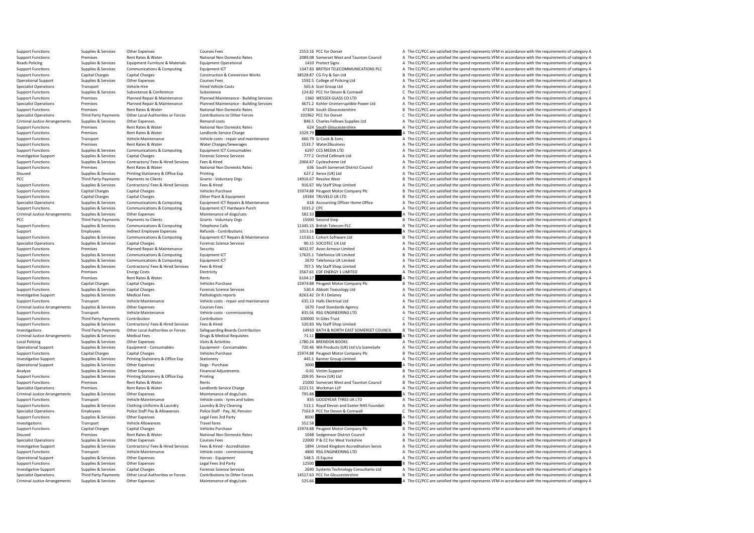| | | | | | | |
|---|---|---|---|---|---|---|
| Support Functions | Supplies & Services | Other Expenses | Courses Fees | 2553.16 | PCC for Dorset | A The CC/PCC are satisfied the spend represents VFM in accordance with the requirements of category A |
| Support Functions | Premises | Rent Rates & Water | National Non Domestic Rates | 2089.08 | Somerset West and Taunton Council | A The CC/PCC are satisfied the spend represents VFM in accordance with the requirements of category A |
| Roads Policing | Supplies & Services | Equipment Furniture & Materials | Equipment Operational | 1410 | Protect Signs | A The CC/PCC are satisfied the spend represents VFM in accordance with the requirements of category A |
| Support Functions | Supplies & Services | Communications & Computing | Equipment ICT | 1347.83 | BRITISH TELECOMMUNICATIONS PLC | A The CC/PCC are satisfied the spend represents VFM in accordance with the requirements of category A |
| Support Functions | Capital Charges | Capital Charges | Construction & Conversion Works | 38528.87 | CG Fry & Son Ltd | B The CC/PCC are satisfied the spend represents VFM in accordance with the requirements of category B |
| Operational Support | Supplies & Services | Other Expenses | Courses Fees | 1592.5 | College of Policing Ltd | A The CC/PCC are satisfied the spend represents VFM in accordance with the requirements of category A |
| Specialist Operations | Transport | Vehicle Hire | Hired Vehicle Costs | 565.6 | Scot Group Ltd | A The CC/PCC are satisfied the spend represents VFM in accordance with the requirements of category A |
| Support Functions | Supplies & Services | Subsistence & Conference | Subsistence | 124.82 | PCC for Devon & Cornwall | C The CC/PCC are satisfied the spend represents VFM in accordance with the requirements of category C |
| Support Functions | Premises | Planned Repair & Maintenance | Planned Maintenance - Building Services | 1360 | WESSEX GLASS CO LTD | A The CC/PCC are satisfied the spend represents VFM in accordance with the requirements of category A |
| Specialist Operations | Premises | Planned Repair & Maintenance | Planned Maintenance - Building Services | 4671.2 | Kohler Uninterruptible Power Ltd | A The CC/PCC are satisfied the spend represents VFM in accordance with the requirements of category A |
| Support Functions | Premises | Rent Rates & Water | National Non Domestic Rates | 47104 | South Gloucestershire | B The CC/PCC are satisfied the spend represents VFM in accordance with the requirements of category B |
| Specialist Operations | Third Party Payments | Other Local Authorities or Forces | Contributions to Other Forces | 101962 | PCC for Dorset | C The CC/PCC are satisfied the spend represents VFM in accordance with the requirements of category C |
| Criminal Justice Arrangements | Supplies & Services | Other Expenses | Remand costs | 846.5 | Charles Fellows Supplies Ltd | A The CC/PCC are satisfied the spend represents VFM in accordance with the requirements of category A |
| Support Functions | Premises | Rent Rates & Water | National Non Domestic Rates | 624 | South Gloucestershire | A The CC/PCC are satisfied the spend represents VFM in accordance with the requirements of category A |
| Support Functions | Premises | Rent Rates & Water | Landlords Service Charge | 3329.79 | | A The CC/PCC are satisfied the spend represents VFM in accordance with the requirements of category A |
| Support Functions | Transport | Vehicle Maintenance | Vehicle costs - repair and maintenance | 660.79 | SJ Cook & Sons | A The CC/PCC are satisfied the spend represents VFM in accordance with the requirements of category A |
| Support Functions | Premises | Rent Rates & Water | Water Charges/Sewerages | 1533.7 | Water2Business | A The CC/PCC are satisfied the spend represents VFM in accordance with the requirements of category A |
| Support Functions | Supplies & Services | Communications & Computing | Equipment ICT Consumables | 6297 | CCS MEDIA LTD | A The CC/PCC are satisfied the spend represents VFM in accordance with the requirements of category A |
| Investigative Support | Supplies & Services | Capital Charges | Forensic Science Services | 777.2 | Orchid Cellmark Ltd | A The CC/PCC are satisfied the spend represents VFM in accordance with the requirements of category A |
| Support Functions | Supplies & Services | Contractors/ Fees & Hired Services | Fees & Hired | 2004.67 | Cyclescheme Ltd | A The CC/PCC are satisfied the spend represents VFM in accordance with the requirements of category A |
| Support Functions | Premises | Rent Rates & Water | National Non Domestic Rates | 636 | South Somerset District Council | A The CC/PCC are satisfied the spend represents VFM in accordance with the requirements of category A |
| Disused | Supplies & Services | Printing Stationery & Office Exp | Printing | 627.2 | Xerox (UK) Ltd | A The CC/PCC are satisfied the spend represents VFM in accordance with the requirements of category A |
| PCC | Third Party Payments | Payments to Clients | Grants - Voluntary Orgs | 14916.67 | Resolve West | B The CC/PCC are satisfied the spend represents VFM in accordance with the requirements of category B |
| Support Functions | Supplies & Services | Contractors/ Fees & Hired Services | Fees & Hired | 916.67 | My Staff Shop Limited | A The CC/PCC are satisfied the spend represents VFM in accordance with the requirements of category A |
| Support Functions | Capital Charges | Capital Charges | Vehicles Purchase | 15974.88 | Peugeot Motor Company Plc | B The CC/PCC are satisfied the spend represents VFM in accordance with the requirements of category B |
| Support Functions | Capital Charges | Capital Charges | Other Plant & Equipment | 19184 | TRUVELO UK LTD | B The CC/PCC are satisfied the spend represents VFM in accordance with the requirements of category B |
| Specialist Operations | Supplies & Services | Communications & Computing | Equipment ICT Repairs & Maintenance | 618 | Accounting Officer Home Office | A The CC/PCC are satisfied the spend represents VFM in accordance with the requirements of category A |
| Support Functions | Supplies & Services | Communications & Computing | Equipment ICT Hardware Purch | 1015.2 | CPC | A The CC/PCC are satisfied the spend represents VFM in accordance with the requirements of category A |
| Criminal Justice Arrangements | Supplies & Services | Other Expenses | Maintenance of dogs/cats | 582.33 | | A The CC/PCC are satisfied the spend represents VFM in accordance with the requirements of category A |
| PCC | Third Party Payments | Payments to Clients | Grants - Voluntary Orgs | 15000 | Second Step | B The CC/PCC are satisfied the spend represents VFM in accordance with the requirements of category B |
| Support Functions | Supplies & Services | Communications & Computing | Telephone Calls | 11345.15 | British Telecom PLC | B The CC/PCC are satisfied the spend represents VFM in accordance with the requirements of category B |
| Support | Employees | Indirect Employee Expenses | Refunds - Contributions | 1013.16 | | A The CC/PCC are satisfied the spend represents VFM in accordance with the requirements of category A |
| Support Functions | Supplies & Services | Communications & Computing | Equipment ICT Repairs & Maintenance | 11510.1 | Cohort Software Ltd | B The CC/PCC are satisfied the spend represents VFM in accordance with the requirements of category B |
| Specialist Operations | Supplies & Services | Capital Charges | Forensic Science Services | 90.15 | SOCOTEC UK Ltd | A The CC/PCC are satisfied the spend represents VFM in accordance with the requirements of category A |
| Support Functions | Premises | Planned Repair & Maintenance | Security | 4032.97 | Avon Armour Limited | A The CC/PCC are satisfied the spend represents VFM in accordance with the requirements of category A |
| Support Functions | Supplies & Services | Communications & Computing | Equipment ICT | 17625.1 | Telefonica UK Limited | B The CC/PCC are satisfied the spend represents VFM in accordance with the requirements of category B |
| Support Functions | Supplies & Services | Communications & Computing | Equipment ICT | 2670 | Telefonica UK Limited | A The CC/PCC are satisfied the spend represents VFM in accordance with the requirements of category A |
| Support Functions | Supplies & Services | Contractors/ Fees & Hired Services | Fees & Hired | 707.5 | My Staff Shop Limited | A The CC/PCC are satisfied the spend represents VFM in accordance with the requirements of category A |
| Support Functions | Premises | Energy Costs | Electricity | 3567.61 | EDF ENERGY 1 LIMITED | A The CC/PCC are satisfied the spend represents VFM in accordance with the requirements of category A |
| Support Functions | Premises | Rent Rates & Water | Rents | 6104.17 | | A The CC/PCC are satisfied the spend represents VFM in accordance with the requirements of category A |
| Support Functions | Capital Charges | Capital Charges | Vehicles Purchase | 15974.88 | Peugeot Motor Company Plc | B The CC/PCC are satisfied the spend represents VFM in accordance with the requirements of category B |
| Support Functions | Supplies & Services | Capital Charges | Forensic Science Services | 530.4 | Abbott Toxicology Ltd | A The CC/PCC are satisfied the spend represents VFM in accordance with the requirements of category A |
| Investigative Support | Supplies & Services | Medical Fees | Pathologists reports | 8263.42 | Dr R J Delaney | A The CC/PCC are satisfied the spend represents VFM in accordance with the requirements of category A |
| Support Functions | Transport | Vehicle Maintenance | Vehicle costs - repair and maintenance | 635.13 | Halls Electrical Ltd | A The CC/PCC are satisfied the spend represents VFM in accordance with the requirements of category A |
| Criminal Justice Arrangements | Supplies & Services | Other Expenses | Courses Fees | 1670 | Food Standards Agency | A The CC/PCC are satisfied the spend represents VFM in accordance with the requirements of category A |
| Support Functions | Transport | Vehicle Maintenance | Vehicle costs - commissioning | 835.56 | RSG ENGINEERING LTD | A The CC/PCC are satisfied the spend represents VFM in accordance with the requirements of category A |
| Support Functions | Third Party Payments | Contribution | Contribution | 100000 | St Giles Trust | C The CC/PCC are satisfied the spend represents VFM in accordance with the requirements of category C |
| Support Functions | Supplies & Services | Contractors/ Fees & Hired Services | Fees & Hired | 520.83 | My Staff Shop Limited | A The CC/PCC are satisfied the spend represents VFM in accordance with the requirements of category A |
| Investigations | Third Party Payments | Other Local Authorities or Forces | Safeguarding Boards Contribution | 14910 | BATH & NORTH EAST SOMERSET COUNCIL | B The CC/PCC are satisfied the spend represents VFM in accordance with the requirements of category B |
| Criminal Justice Arrangements | Supplies & Services | Medical Fees | Drugs & Medical Requisites | 71.11 | | A The CC/PCC are satisfied the spend represents VFM in accordance with the requirements of category A |
| Local Policing | Supplies & Services | Other Expenses | Visits & Activities | 1780.24 | BRENDON BOOKS | A The CC/PCC are satisfied the spend represents VFM in accordance with the requirements of category A |
| Operational Support | Supplies & Services | Equipment - Consumables | Equipment - Consumables | 720.46 | WA Products (UK) Ltd t/a SceneSafe | A The CC/PCC are satisfied the spend represents VFM in accordance with the requirements of category A |
| Support Functions | Capital Charges | Capital Charges | Vehicles Purchase | 15974.88 | Peugeot Motor Company Plc | B The CC/PCC are satisfied the spend represents VFM in accordance with the requirements of category B |
| Investigative Support | Supplies & Services | Printing Stationery & Office Exp | Stationery | 445.1 | Banner Group Limited | A The CC/PCC are satisfied the spend represents VFM in accordance with the requirements of category A |
| Operational Support | Supplies & Services | Other Expenses | Dogs - Purchase | 3000 | | A The CC/PCC are satisfied the spend represents VFM in accordance with the requirements of category A |
| Analyse | Supplies & Services | Other Expenses | Financial Adjustments | -0.01 | Victim Support | B The CC/PCC are satisfied the spend represents VFM in accordance with the requirements of category B |
| Support Functions | Supplies & Services | Printing Stationery & Office Exp | Printing | 209.95 | Xerox (UK) Ltd | A The CC/PCC are satisfied the spend represents VFM in accordance with the requirements of category A |
| Support Functions | Premises | Rent Rates & Water | Rents | 21000 | Somerset West and Taunton Council | B The CC/PCC are satisfied the spend represents VFM in accordance with the requirements of category B |
| Specialist Operations | Premises | Rent Rates & Water | Landlords Service Charge | 2221.51 | Workman LLP | A The CC/PCC are satisfied the spend represents VFM in accordance with the requirements of category A |
| Criminal Justice Arrangements | Supplies & Services | Other Expenses | Maintenance of dogs/cats | 795.88 | | A The CC/PCC are satisfied the spend represents VFM in accordance with the requirements of category A |
| Support Functions | Transport | Vehicle Maintenance | Vehicle costs - tyres and tubes | 835 | GOODYEAR TYRES UK LTD | A The CC/PCC are satisfied the spend represents VFM in accordance with the requirements of category A |
| Support Functions | Supplies & Services | Clothing Uniforms & Laundry | Laundry & Dry Cleaning | 513.1 | Royal Devon and Exeter NHS Foundati | A The CC/PCC are satisfied the spend represents VFM in accordance with the requirements of category A |
| Specialist Operations | Employees | Police Staff Pay & Allowances | Police Staff - Pay, NI, Pension | 7163.9 | PCC for Devon & Cornwall | C The CC/PCC are satisfied the spend represents VFM in accordance with the requirements of category C |
| Support Functions | Supplies & Services | Other Expenses | Legal Fees 3rd Party | 8000 | | A The CC/PCC are satisfied the spend represents VFM in accordance with the requirements of category A |
| Investigations | Transport | Vehicle Allowances | Travel fares | 552.58 | | A The CC/PCC are satisfied the spend represents VFM in accordance with the requirements of category A |
| Support Functions | Capital Charges | Capital Charges | Vehicles Purchase | 15974.88 | Peugeot Motor Company Plc | B The CC/PCC are satisfied the spend represents VFM in accordance with the requirements of category B |
| Disused | Premises | Rent Rates & Water | National Non Domestic Rates | 1048 | Sedgemoor District Council | A The CC/PCC are satisfied the spend represents VFM in accordance with the requirements of category A |
| Specialist Operations | Supplies & Services | Other Expenses | Courses Fees | 22000 | P & CC for West Yorkshire | B The CC/PCC are satisfied the spend represents VFM in accordance with the requirements of category B |
| Investigative Support | Supplies & Services | Contractors/ Fees & Hired Services | Fees & Hired - Accreditation | 1894 | United Kingdom Accreditation Servic | A The CC/PCC are satisfied the spend represents VFM in accordance with the requirements of category A |
| Support Functions | Transport | Vehicle Maintenance | Vehicle costs - commissioning | 4800 | RSG ENGINEERING LTD | A The CC/PCC are satisfied the spend represents VFM in accordance with the requirements of category A |
| Operational Support | Supplies & Services | Other Expenses | Horses - Equipment | 548.5 | JS Equine | A The CC/PCC are satisfied the spend represents VFM in accordance with the requirements of category A |
| Support Functions | Supplies & Services | Other Expenses | Legal Fees 3rd Party | 12500 | | B The CC/PCC are satisfied the spend represents VFM in accordance with the requirements of category B |
| Investigative Support | Supplies & Services | Capital Charges | Forensic Science Services | 2690 | Systems Technology Consultants Ltd | A The CC/PCC are satisfied the spend represents VFM in accordance with the requirements of category A |
| Specialist Operations | Third Party Payments | Other Local Authorities or Forces | Contributions to Other Forces | 14517.63 | PCC for Gloucestershire | B The CC/PCC are satisfied the spend represents VFM in accordance with the requirements of category B |
| Criminal Justice Arrangements | Supplies & Services | Other Expenses | Maintenance of dogs/cats | 525.66 | | A The CC/PCC are satisfied the spend represents VFM in accordance with the requirements of category A |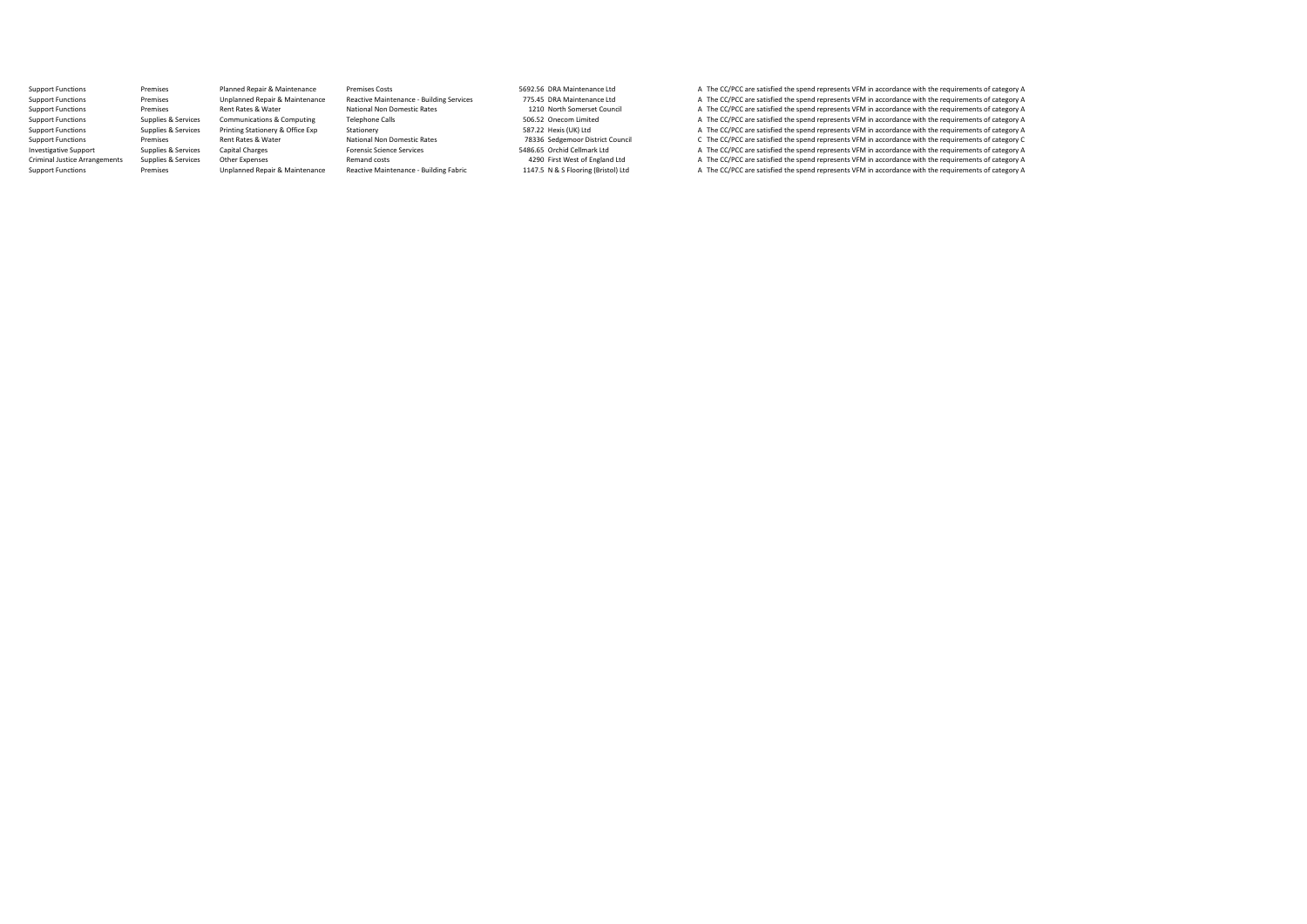| | | | | | | | |
|---|---|---|---|---|---|---|---|
| Support Functions | Premises | Planned Repair & Maintenance | Premises Costs | 5692.56 | DRA Maintenance Ltd | A | The CC/PCC are satisfied the spend represents VFM in accordance with the requirements of category A |
| Support Functions | Premises | Unplanned Repair & Maintenance | Reactive Maintenance - Building Services | 775.45 | DRA Maintenance Ltd | A | The CC/PCC are satisfied the spend represents VFM in accordance with the requirements of category A |
| Support Functions | Premises | Rent Rates & Water | National Non Domestic Rates | 1210 | North Somerset Council | A | The CC/PCC are satisfied the spend represents VFM in accordance with the requirements of category A |
| Support Functions | Supplies & Services | Communications & Computing | Telephone Calls | 506.52 | Onecom Limited | A | The CC/PCC are satisfied the spend represents VFM in accordance with the requirements of category A |
| Support Functions | Supplies & Services | Printing Stationery & Office Exp | Stationery | 587.22 | Hexis (UK) Ltd | A | The CC/PCC are satisfied the spend represents VFM in accordance with the requirements of category A |
| Support Functions | Premises | Rent Rates & Water | National Non Domestic Rates | 78336 | Sedgemoor District Council | C | The CC/PCC are satisfied the spend represents VFM in accordance with the requirements of category C |
| Investigative Support | Supplies & Services | Capital Charges | Forensic Science Services | 5486.65 | Orchid Cellmark Ltd | A | The CC/PCC are satisfied the spend represents VFM in accordance with the requirements of category A |
| Criminal Justice Arrangements | Supplies & Services | Other Expenses | Remand costs | 4290 | First West of England Ltd | A | The CC/PCC are satisfied the spend represents VFM in accordance with the requirements of category A |
| Support Functions | Premises | Unplanned Repair & Maintenance | Reactive Maintenance - Building Fabric | 1147.5 | N & S Flooring (Bristol) Ltd | A | The CC/PCC are satisfied the spend represents VFM in accordance with the requirements of category A |